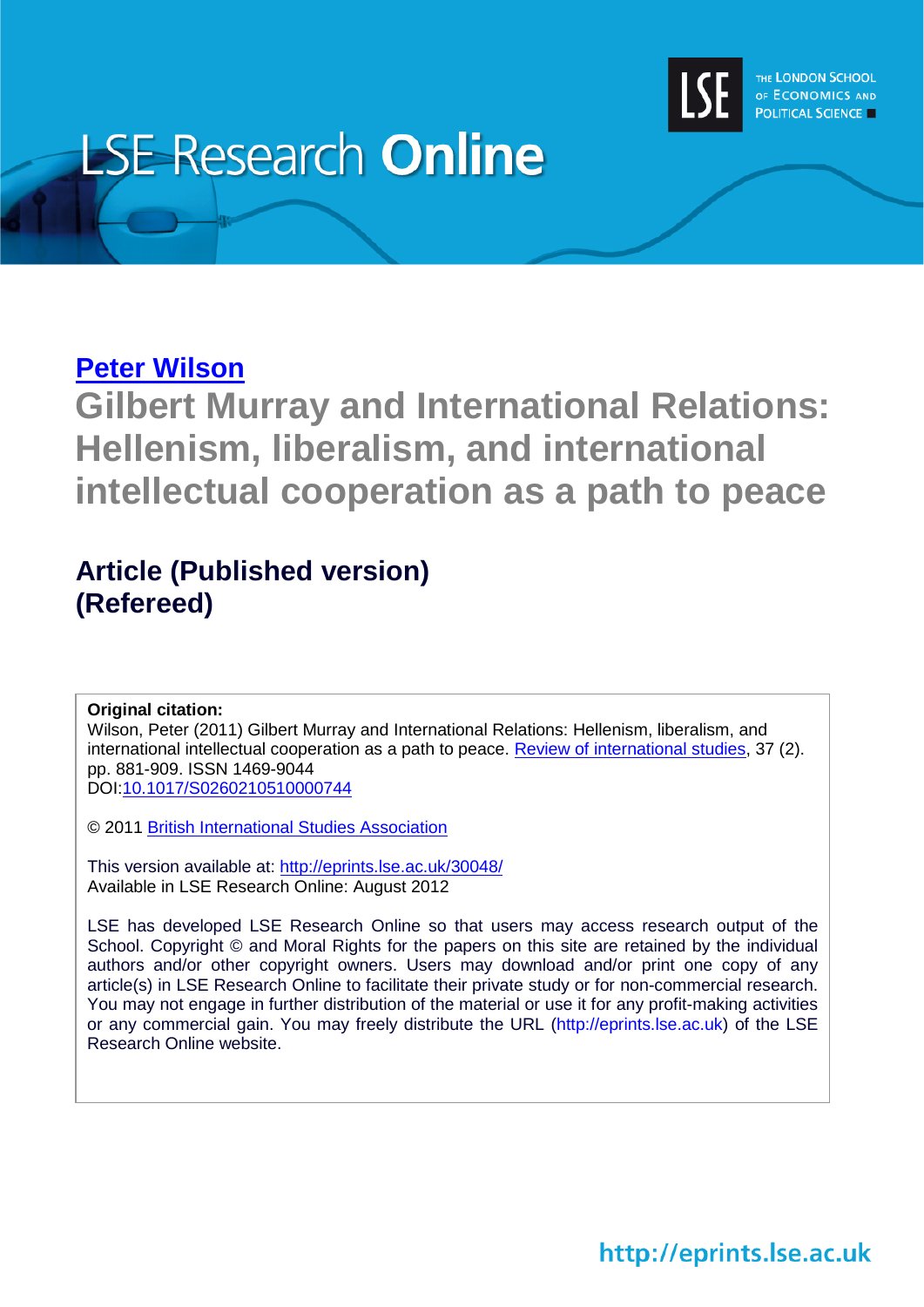# LSE Research Online

THE LONDON SCHOOL OF ECONOMICS AND POLITICAL SCIENCE

**Peter Wilson**

## Gilbert Murray and International Relations: Hellenism, liberalism, and international intellectual cooperation as a path to peace

### Article (Published version) (Refereed)

**Original citation:**
Wilson, Peter (2011) Gilbert Murray and International Relations: Hellenism, liberalism, and international intellectual cooperation as a path to peace. Review of international studies, 37 (2). pp. 881-909. ISSN 1469-9044
DOI:10.1017/S0260210510000744

© 2011 British International Studies Association

This version available at: http://eprints.lse.ac.uk/30048/
Available in LSE Research Online: August 2012

LSE has developed LSE Research Online so that users may access research output of the School. Copyright © and Moral Rights for the papers on this site are retained by the individual authors and/or other copyright owners. Users may download and/or print one copy of any article(s) in LSE Research Online to facilitate their private study or for non-commercial research. You may not engage in further distribution of the material or use it for any profit-making activities or any commercial gain. You may freely distribute the URL (http://eprints.lse.ac.uk) of the LSE Research Online website.

http://eprints.lse.ac.uk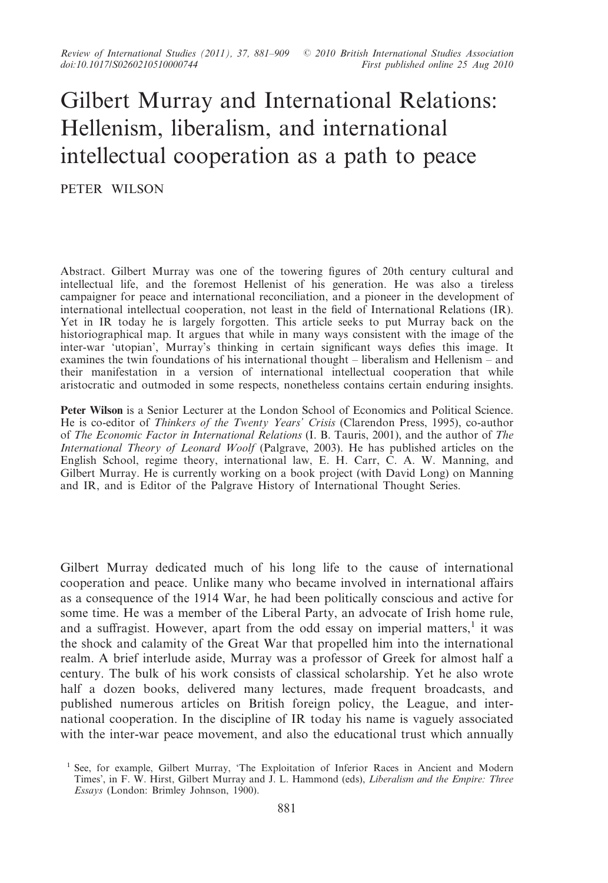# Gilbert Murray and International Relations: Hellenism, liberalism, and international intellectual cooperation as a path to peace

PETER WILSON

Abstract. Gilbert Murray was one of the towering figures of 20th century cultural and intellectual life, and the foremost Hellenist of his generation. He was also a tireless campaigner for peace and international reconciliation, and a pioneer in the development of international intellectual cooperation, not least in the field of International Relations (IR). Yet in IR today he is largely forgotten. This article seeks to put Murray back on the historiographical map. It argues that while in many ways consistent with the image of the inter-war 'utopian', Murray's thinking in certain significant ways defies this image. It examines the twin foundations of his international thought – liberalism and Hellenism – and their manifestation in a version of international intellectual cooperation that while aristocratic and outmoded in some respects, nonetheless contains certain enduring insights.

**Peter Wilson** is a Senior Lecturer at the London School of Economics and Political Science. He is co-editor of *Thinkers of the Twenty Years' Crisis* (Clarendon Press, 1995), co-author of *The Economic Factor in International Relations* (I. B. Tauris, 2001), and the author of *The International Theory of Leonard Woolf* (Palgrave, 2003). He has published articles on the English School, regime theory, international law, E. H. Carr, C. A. W. Manning, and Gilbert Murray. He is currently working on a book project (with David Long) on Manning and IR, and is Editor of the Palgrave History of International Thought Series.

Gilbert Murray dedicated much of his long life to the cause of international cooperation and peace. Unlike many who became involved in international affairs as a consequence of the 1914 War, he had been politically conscious and active for some time. He was a member of the Liberal Party, an advocate of Irish home rule, and a suffragist. However, apart from the odd essay on imperial matters,[1] it was the shock and calamity of the Great War that propelled him into the international realm. A brief interlude aside, Murray was a professor of Greek for almost half a century. The bulk of his work consists of classical scholarship. Yet he also wrote half a dozen books, delivered many lectures, made frequent broadcasts, and published numerous articles on British foreign policy, the League, and international cooperation. In the discipline of IR today his name is vaguely associated with the inter-war peace movement, and also the educational trust which annually

[1] See, for example, Gilbert Murray, 'The Exploitation of Inferior Races in Ancient and Modern Times', in F. W. Hirst, Gilbert Murray and J. L. Hammond (eds), *Liberalism and the Empire: Three Essays* (London: Brimley Johnson, 1900).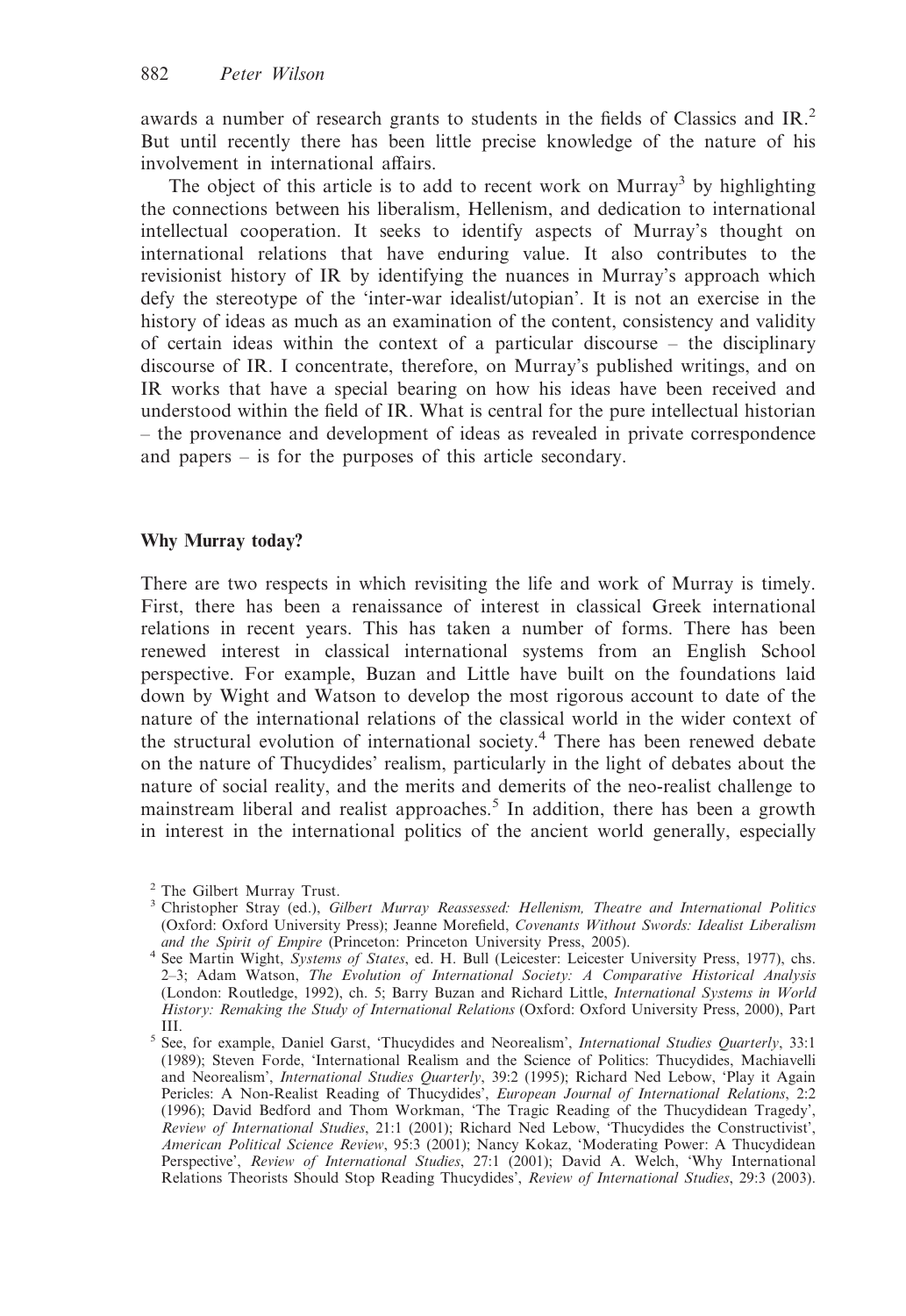awards a number of research grants to students in the fields of Classics and IR.[2] But until recently there has been little precise knowledge of the nature of his involvement in international affairs.

The object of this article is to add to recent work on Murray[3] by highlighting the connections between his liberalism, Hellenism, and dedication to international intellectual cooperation. It seeks to identify aspects of Murray's thought on international relations that have enduring value. It also contributes to the revisionist history of IR by identifying the nuances in Murray's approach which defy the stereotype of the 'inter-war idealist/utopian'. It is not an exercise in the history of ideas as much as an examination of the content, consistency and validity of certain ideas within the context of a particular discourse – the disciplinary discourse of IR. I concentrate, therefore, on Murray's published writings, and on IR works that have a special bearing on how his ideas have been received and understood within the field of IR. What is central for the pure intellectual historian – the provenance and development of ideas as revealed in private correspondence and papers – is for the purposes of this article secondary.

## Why Murray today?

There are two respects in which revisiting the life and work of Murray is timely. First, there has been a renaissance of interest in classical Greek international relations in recent years. This has taken a number of forms. There has been renewed interest in classical international systems from an English School perspective. For example, Buzan and Little have built on the foundations laid down by Wight and Watson to develop the most rigorous account to date of the nature of the international relations of the classical world in the wider context of the structural evolution of international society.[4] There has been renewed debate on the nature of Thucydides' realism, particularly in the light of debates about the nature of social reality, and the merits and demerits of the neo-realist challenge to mainstream liberal and realist approaches.[5] In addition, there has been a growth in interest in the international politics of the ancient world generally, especially

[2] The Gilbert Murray Trust.

[3] Christopher Stray (ed.), *Gilbert Murray Reassessed: Hellenism, Theatre and International Politics* (Oxford: Oxford University Press); Jeanne Morefield, *Covenants Without Swords: Idealist Liberalism and the Spirit of Empire* (Princeton: Princeton University Press, 2005).

[4] See Martin Wight, *Systems of States*, ed. H. Bull (Leicester: Leicester University Press, 1977), chs. 2–3; Adam Watson, *The Evolution of International Society: A Comparative Historical Analysis* (London: Routledge, 1992), ch. 5; Barry Buzan and Richard Little, *International Systems in World History: Remaking the Study of International Relations* (Oxford: Oxford University Press, 2000), Part III.

[5] See, for example, Daniel Garst, 'Thucydides and Neorealism', *International Studies Quarterly*, 33:1 (1989); Steven Forde, 'International Realism and the Science of Politics: Thucydides, Machiavelli and Neorealism', *International Studies Quarterly*, 39:2 (1995); Richard Ned Lebow, 'Play it Again Pericles: A Non-Realist Reading of Thucydides', *European Journal of International Relations*, 2:2 (1996); David Bedford and Thom Workman, 'The Tragic Reading of the Thucydidean Tragedy', *Review of International Studies*, 21:1 (2001); Richard Ned Lebow, 'Thucydides the Constructivist', *American Political Science Review*, 95:3 (2001); Nancy Kokaz, 'Moderating Power: A Thucydidean Perspective', *Review of International Studies*, 27:1 (2001); David A. Welch, 'Why International Relations Theorists Should Stop Reading Thucydides', *Review of International Studies*, 29:3 (2003).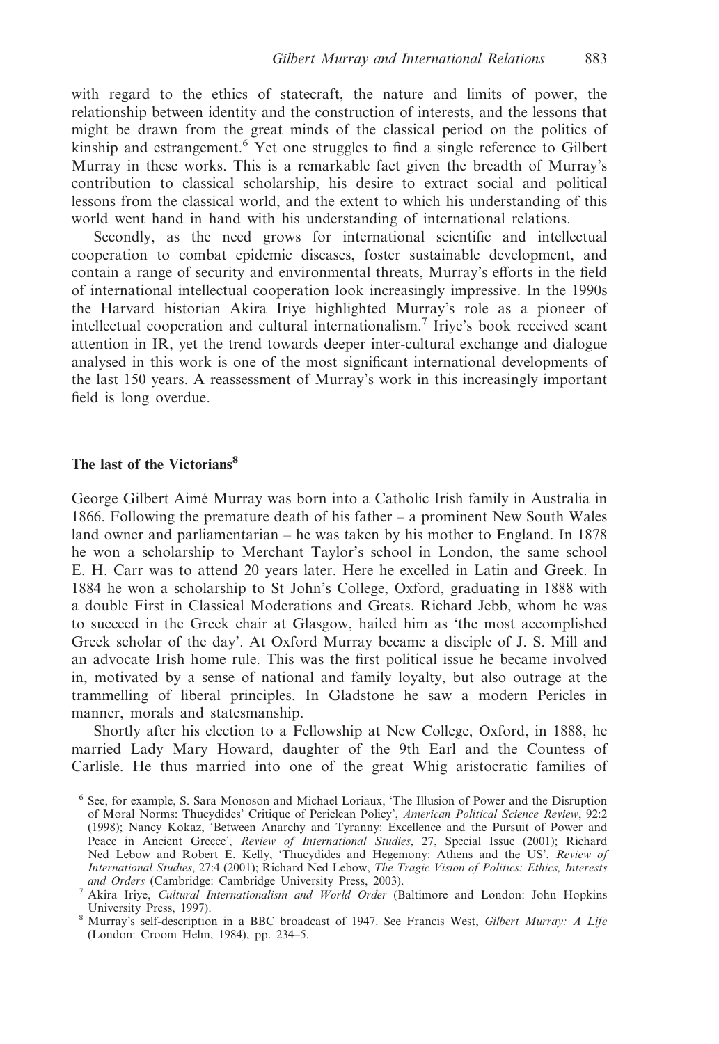with regard to the ethics of statecraft, the nature and limits of power, the relationship between identity and the construction of interests, and the lessons that might be drawn from the great minds of the classical period on the politics of kinship and estrangement.[6] Yet one struggles to find a single reference to Gilbert Murray in these works. This is a remarkable fact given the breadth of Murray's contribution to classical scholarship, his desire to extract social and political lessons from the classical world, and the extent to which his understanding of this world went hand in hand with his understanding of international relations.

Secondly, as the need grows for international scientific and intellectual cooperation to combat epidemic diseases, foster sustainable development, and contain a range of security and environmental threats, Murray's efforts in the field of international intellectual cooperation look increasingly impressive. In the 1990s the Harvard historian Akira Iriye highlighted Murray's role as a pioneer of intellectual cooperation and cultural internationalism.[7] Iriye's book received scant attention in IR, yet the trend towards deeper inter-cultural exchange and dialogue analysed in this work is one of the most significant international developments of the last 150 years. A reassessment of Murray's work in this increasingly important field is long overdue.

## The last of the Victorians[8]

George Gilbert Aimé Murray was born into a Catholic Irish family in Australia in 1866. Following the premature death of his father – a prominent New South Wales land owner and parliamentarian – he was taken by his mother to England. In 1878 he won a scholarship to Merchant Taylor's school in London, the same school E. H. Carr was to attend 20 years later. Here he excelled in Latin and Greek. In 1884 he won a scholarship to St John's College, Oxford, graduating in 1888 with a double First in Classical Moderations and Greats. Richard Jebb, whom he was to succeed in the Greek chair at Glasgow, hailed him as 'the most accomplished Greek scholar of the day'. At Oxford Murray became a disciple of J. S. Mill and an advocate Irish home rule. This was the first political issue he became involved in, motivated by a sense of national and family loyalty, but also outrage at the trammelling of liberal principles. In Gladstone he saw a modern Pericles in manner, morals and statesmanship.

Shortly after his election to a Fellowship at New College, Oxford, in 1888, he married Lady Mary Howard, daughter of the 9th Earl and the Countess of Carlisle. He thus married into one of the great Whig aristocratic families of

[6] See, for example, S. Sara Monoson and Michael Loriaux, 'The Illusion of Power and the Disruption of Moral Norms: Thucydides' Critique of Periclean Policy', *American Political Science Review*, 92:2 (1998); Nancy Kokaz, 'Between Anarchy and Tyranny: Excellence and the Pursuit of Power and Peace in Ancient Greece', *Review of International Studies*, 27, Special Issue (2001); Richard Ned Lebow and Robert E. Kelly, 'Thucydides and Hegemony: Athens and the US', *Review of International Studies*, 27:4 (2001); Richard Ned Lebow, *The Tragic Vision of Politics: Ethics, Interests and Orders* (Cambridge: Cambridge University Press, 2003).

[7] Akira Iriye, *Cultural Internationalism and World Order* (Baltimore and London: John Hopkins University Press, 1997).

[8] Murray's self-description in a BBC broadcast of 1947. See Francis West, *Gilbert Murray: A Life* (London: Croom Helm, 1984), pp. 234–5.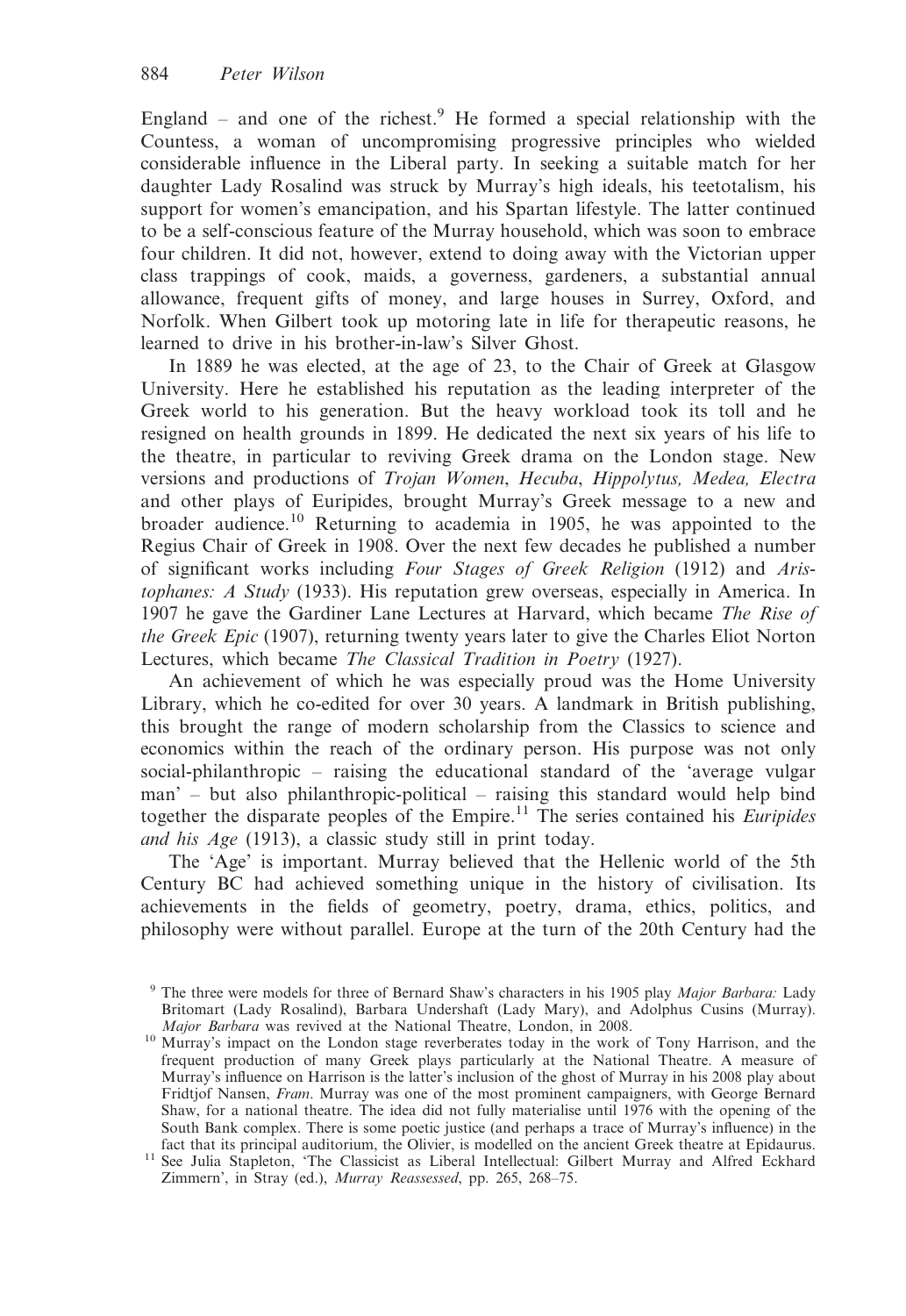England – and one of the richest.[9] He formed a special relationship with the Countess, a woman of uncompromising progressive principles who wielded considerable influence in the Liberal party. In seeking a suitable match for her daughter Lady Rosalind was struck by Murray's high ideals, his teetotalism, his support for women's emancipation, and his Spartan lifestyle. The latter continued to be a self-conscious feature of the Murray household, which was soon to embrace four children. It did not, however, extend to doing away with the Victorian upper class trappings of cook, maids, a governess, gardeners, a substantial annual allowance, frequent gifts of money, and large houses in Surrey, Oxford, and Norfolk. When Gilbert took up motoring late in life for therapeutic reasons, he learned to drive in his brother-in-law's Silver Ghost.

In 1889 he was elected, at the age of 23, to the Chair of Greek at Glasgow University. Here he established his reputation as the leading interpreter of the Greek world to his generation. But the heavy workload took its toll and he resigned on health grounds in 1899. He dedicated the next six years of his life to the theatre, in particular to reviving Greek drama on the London stage. New versions and productions of *Trojan Women*, *Hecuba*, *Hippolytus, Medea, Electra* and other plays of Euripides, brought Murray's Greek message to a new and broader audience.[10] Returning to academia in 1905, he was appointed to the Regius Chair of Greek in 1908. Over the next few decades he published a number of significant works including *Four Stages of Greek Religion* (1912) and *Aristophanes: A Study* (1933). His reputation grew overseas, especially in America. In 1907 he gave the Gardiner Lane Lectures at Harvard, which became *The Rise of the Greek Epic* (1907), returning twenty years later to give the Charles Eliot Norton Lectures, which became *The Classical Tradition in Poetry* (1927).

An achievement of which he was especially proud was the Home University Library, which he co-edited for over 30 years. A landmark in British publishing, this brought the range of modern scholarship from the Classics to science and economics within the reach of the ordinary person. His purpose was not only social-philanthropic – raising the educational standard of the 'average vulgar man' – but also philanthropic-political – raising this standard would help bind together the disparate peoples of the Empire.[11] The series contained his *Euripides and his Age* (1913), a classic study still in print today.

The 'Age' is important. Murray believed that the Hellenic world of the 5th Century BC had achieved something unique in the history of civilisation. Its achievements in the fields of geometry, poetry, drama, ethics, politics, and philosophy were without parallel. Europe at the turn of the 20th Century had the

[9] The three were models for three of Bernard Shaw's characters in his 1905 play *Major Barbara:* Lady Britomart (Lady Rosalind), Barbara Undershaft (Lady Mary), and Adolphus Cusins (Murray). *Major Barbara* was revived at the National Theatre, London, in 2008.

[10] Murray's impact on the London stage reverberates today in the work of Tony Harrison, and the frequent production of many Greek plays particularly at the National Theatre. A measure of Murray's influence on Harrison is the latter's inclusion of the ghost of Murray in his 2008 play about Fridtjof Nansen, *Fram*. Murray was one of the most prominent campaigners, with George Bernard Shaw, for a national theatre. The idea did not fully materialise until 1976 with the opening of the South Bank complex. There is some poetic justice (and perhaps a trace of Murray's influence) in the fact that its principal auditorium, the Olivier, is modelled on the ancient Greek theatre at Epidaurus.

[11] See Julia Stapleton, 'The Classicist as Liberal Intellectual: Gilbert Murray and Alfred Eckhard Zimmern', in Stray (ed.), *Murray Reassessed*, pp. 265, 268–75.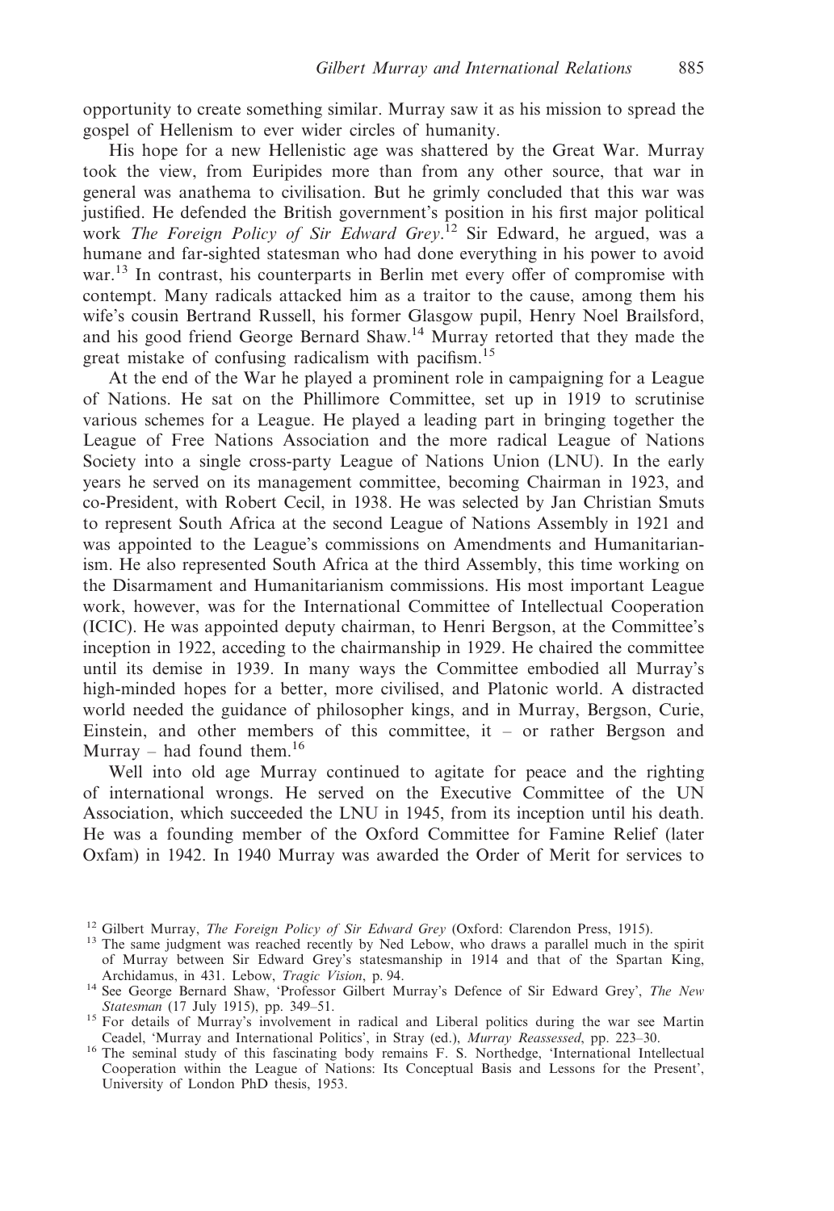opportunity to create something similar. Murray saw it as his mission to spread the gospel of Hellenism to ever wider circles of humanity.

His hope for a new Hellenistic age was shattered by the Great War. Murray took the view, from Euripides more than from any other source, that war in general was anathema to civilisation. But he grimly concluded that this war was justified. He defended the British government's position in his first major political work *The Foreign Policy of Sir Edward Grey*.[12] Sir Edward, he argued, was a humane and far-sighted statesman who had done everything in his power to avoid war.[13] In contrast, his counterparts in Berlin met every offer of compromise with contempt. Many radicals attacked him as a traitor to the cause, among them his wife's cousin Bertrand Russell, his former Glasgow pupil, Henry Noel Brailsford, and his good friend George Bernard Shaw.[14] Murray retorted that they made the great mistake of confusing radicalism with pacifism.[15]

At the end of the War he played a prominent role in campaigning for a League of Nations. He sat on the Phillimore Committee, set up in 1919 to scrutinise various schemes for a League. He played a leading part in bringing together the League of Free Nations Association and the more radical League of Nations Society into a single cross-party League of Nations Union (LNU). In the early years he served on its management committee, becoming Chairman in 1923, and co-President, with Robert Cecil, in 1938. He was selected by Jan Christian Smuts to represent South Africa at the second League of Nations Assembly in 1921 and was appointed to the League's commissions on Amendments and Humanitarianism. He also represented South Africa at the third Assembly, this time working on the Disarmament and Humanitarianism commissions. His most important League work, however, was for the International Committee of Intellectual Cooperation (ICIC). He was appointed deputy chairman, to Henri Bergson, at the Committee's inception in 1922, acceding to the chairmanship in 1929. He chaired the committee until its demise in 1939. In many ways the Committee embodied all Murray's high-minded hopes for a better, more civilised, and Platonic world. A distracted world needed the guidance of philosopher kings, and in Murray, Bergson, Curie, Einstein, and other members of this committee, it – or rather Bergson and Murray – had found them.[16]

Well into old age Murray continued to agitate for peace and the righting of international wrongs. He served on the Executive Committee of the UN Association, which succeeded the LNU in 1945, from its inception until his death. He was a founding member of the Oxford Committee for Famine Relief (later Oxfam) in 1942. In 1940 Murray was awarded the Order of Merit for services to

[12] Gilbert Murray, *The Foreign Policy of Sir Edward Grey* (Oxford: Clarendon Press, 1915).

[13] The same judgment was reached recently by Ned Lebow, who draws a parallel much in the spirit of Murray between Sir Edward Grey's statesmanship in 1914 and that of the Spartan King, Archidamus, in 431. Lebow, *Tragic Vision*, p. 94.

[14] See George Bernard Shaw, 'Professor Gilbert Murray's Defence of Sir Edward Grey', *The New Statesman* (17 July 1915), pp. 349–51.

[15] For details of Murray's involvement in radical and Liberal politics during the war see Martin Ceadel, 'Murray and International Politics', in Stray (ed.), *Murray Reassessed*, pp. 223–30.

[16] The seminal study of this fascinating body remains F. S. Northedge, 'International Intellectual Cooperation within the League of Nations: Its Conceptual Basis and Lessons for the Present', University of London PhD thesis, 1953.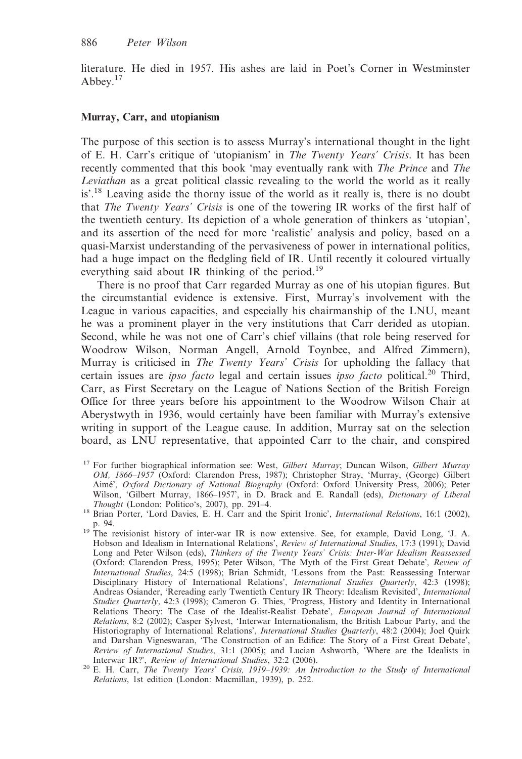literature. He died in 1957. His ashes are laid in Poet's Corner in Westminster Abbey.[17]

### Murray, Carr, and utopianism

The purpose of this section is to assess Murray's international thought in the light of E. H. Carr's critique of 'utopianism' in *The Twenty Years' Crisis*. It has been recently commented that this book 'may eventually rank with *The Prince* and *The Leviathan* as a great political classic revealing to the world the world as it really is'.[18] Leaving aside the thorny issue of the world as it really is, there is no doubt that *The Twenty Years' Crisis* is one of the towering IR works of the first half of the twentieth century. Its depiction of a whole generation of thinkers as 'utopian', and its assertion of the need for more 'realistic' analysis and policy, based on a quasi-Marxist understanding of the pervasiveness of power in international politics, had a huge impact on the fledgling field of IR. Until recently it coloured virtually everything said about IR thinking of the period.[19]

There is no proof that Carr regarded Murray as one of his utopian figures. But the circumstantial evidence is extensive. First, Murray's involvement with the League in various capacities, and especially his chairmanship of the LNU, meant he was a prominent player in the very institutions that Carr derided as utopian. Second, while he was not one of Carr's chief villains (that role being reserved for Woodrow Wilson, Norman Angell, Arnold Toynbee, and Alfred Zimmern), Murray is criticised in *The Twenty Years' Crisis* for upholding the fallacy that certain issues are *ipso facto* legal and certain issues *ipso facto* political.[20] Third, Carr, as First Secretary on the League of Nations Section of the British Foreign Office for three years before his appointment to the Woodrow Wilson Chair at Aberystwyth in 1936, would certainly have been familiar with Murray's extensive writing in support of the League cause. In addition, Murray sat on the selection board, as LNU representative, that appointed Carr to the chair, and conspired

---

[17] For further biographical information see: West, *Gilbert Murray*; Duncan Wilson, *Gilbert Murray OM, 1866–1957* (Oxford: Clarendon Press, 1987); Christopher Stray, 'Murray, (George) Gilbert Aimé', *Oxford Dictionary of National Biography* (Oxford: Oxford University Press, 2006); Peter Wilson, 'Gilbert Murray, 1866–1957', in D. Brack and E. Randall (eds), *Dictionary of Liberal Thought* (London: Politico's, 2007), pp. 291–4.

[18] Brian Porter, 'Lord Davies, E. H. Carr and the Spirit Ironic', *International Relations*, 16:1 (2002), p. 94.

[19] The revisionist history of inter-war IR is now extensive. See, for example, David Long, 'J. A. Hobson and Idealism in International Relations', *Review of International Studies*, 17:3 (1991); David Long and Peter Wilson (eds), *Thinkers of the Twenty Years' Crisis: Inter-War Idealism Reassessed* (Oxford: Clarendon Press, 1995); Peter Wilson, 'The Myth of the First Great Debate', *Review of International Studies*, 24:5 (1998); Brian Schmidt, 'Lessons from the Past: Reassessing Interwar Disciplinary History of International Relations', *International Studies Quarterly*, 42:3 (1998); Andreas Osiander, 'Rereading early Twentieth Century IR Theory: Idealism Revisited', *International Studies Quarterly*, 42:3 (1998); Cameron G. Thies, 'Progress, History and Identity in International Relations Theory: The Case of the Idealist-Realist Debate', *European Journal of International Relations*, 8:2 (2002); Casper Sylvest, 'Interwar Internationalism, the British Labour Party, and the Historiography of International Relations', *International Studies Quarterly*, 48:2 (2004); Joel Quirk and Darshan Vigneswaran, 'The Construction of an Edifice: The Story of a First Great Debate', *Review of International Studies*, 31:1 (2005); and Lucian Ashworth, 'Where are the Idealists in Interwar IR?', *Review of International Studies*, 32:2 (2006).

[20] E. H. Carr, *The Twenty Years' Crisis, 1919–1939: An Introduction to the Study of International Relations*, 1st edition (London: Macmillan, 1939), p. 252.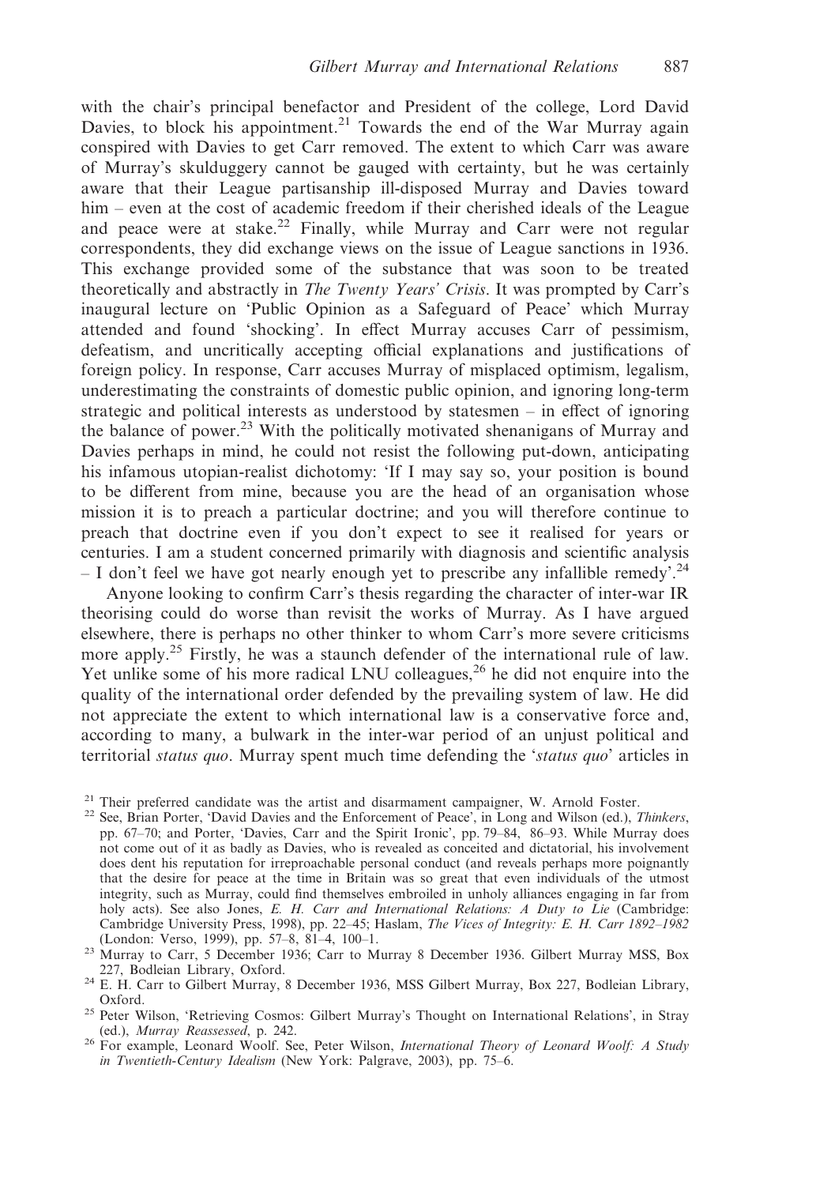with the chair's principal benefactor and President of the college, Lord David Davies, to block his appointment.[21] Towards the end of the War Murray again conspired with Davies to get Carr removed. The extent to which Carr was aware of Murray's skulduggery cannot be gauged with certainty, but he was certainly aware that their League partisanship ill-disposed Murray and Davies toward him – even at the cost of academic freedom if their cherished ideals of the League and peace were at stake.[22] Finally, while Murray and Carr were not regular correspondents, they did exchange views on the issue of League sanctions in 1936. This exchange provided some of the substance that was soon to be treated theoretically and abstractly in *The Twenty Years' Crisis*. It was prompted by Carr's inaugural lecture on 'Public Opinion as a Safeguard of Peace' which Murray attended and found 'shocking'. In effect Murray accuses Carr of pessimism, defeatism, and uncritically accepting official explanations and justifications of foreign policy. In response, Carr accuses Murray of misplaced optimism, legalism, underestimating the constraints of domestic public opinion, and ignoring long-term strategic and political interests as understood by statesmen – in effect of ignoring the balance of power.[23] With the politically motivated shenanigans of Murray and Davies perhaps in mind, he could not resist the following put-down, anticipating his infamous utopian-realist dichotomy: 'If I may say so, your position is bound to be different from mine, because you are the head of an organisation whose mission it is to preach a particular doctrine; and you will therefore continue to preach that doctrine even if you don't expect to see it realised for years or centuries. I am a student concerned primarily with diagnosis and scientific analysis – I don't feel we have got nearly enough yet to prescribe any infallible remedy'.[24]

Anyone looking to confirm Carr's thesis regarding the character of inter-war IR theorising could do worse than revisit the works of Murray. As I have argued elsewhere, there is perhaps no other thinker to whom Carr's more severe criticisms more apply.[25] Firstly, he was a staunch defender of the international rule of law. Yet unlike some of his more radical LNU colleagues,[26] he did not enquire into the quality of the international order defended by the prevailing system of law. He did not appreciate the extent to which international law is a conservative force and, according to many, a bulwark in the inter-war period of an unjust political and territorial *status quo*. Murray spent much time defending the '*status quo*' articles in

---

[21] Their preferred candidate was the artist and disarmament campaigner, W. Arnold Foster.

[22] See, Brian Porter, 'David Davies and the Enforcement of Peace', in Long and Wilson (ed.), *Thinkers*, pp. 67–70; and Porter, 'Davies, Carr and the Spirit Ironic', pp. 79–84, 86–93. While Murray does not come out of it as badly as Davies, who is revealed as conceited and dictatorial, his involvement does dent his reputation for irreproachable personal conduct (and reveals perhaps more poignantly that the desire for peace at the time in Britain was so great that even individuals of the utmost integrity, such as Murray, could find themselves embroiled in unholy alliances engaging in far from holy acts). See also Jones, *E. H. Carr and International Relations: A Duty to Lie* (Cambridge: Cambridge University Press, 1998), pp. 22–45; Haslam, *The Vices of Integrity: E. H. Carr 1892–1982* (London: Verso, 1999), pp. 57–8, 81–4, 100–1.

[23] Murray to Carr, 5 December 1936; Carr to Murray 8 December 1936. Gilbert Murray MSS, Box 227, Bodleian Library, Oxford.

[24] E. H. Carr to Gilbert Murray, 8 December 1936, MSS Gilbert Murray, Box 227, Bodleian Library, Oxford.

[25] Peter Wilson, 'Retrieving Cosmos: Gilbert Murray's Thought on International Relations', in Stray (ed.), *Murray Reassessed*, p. 242.

[26] For example, Leonard Woolf. See, Peter Wilson, *International Theory of Leonard Woolf: A Study in Twentieth-Century Idealism* (New York: Palgrave, 2003), pp. 75–6.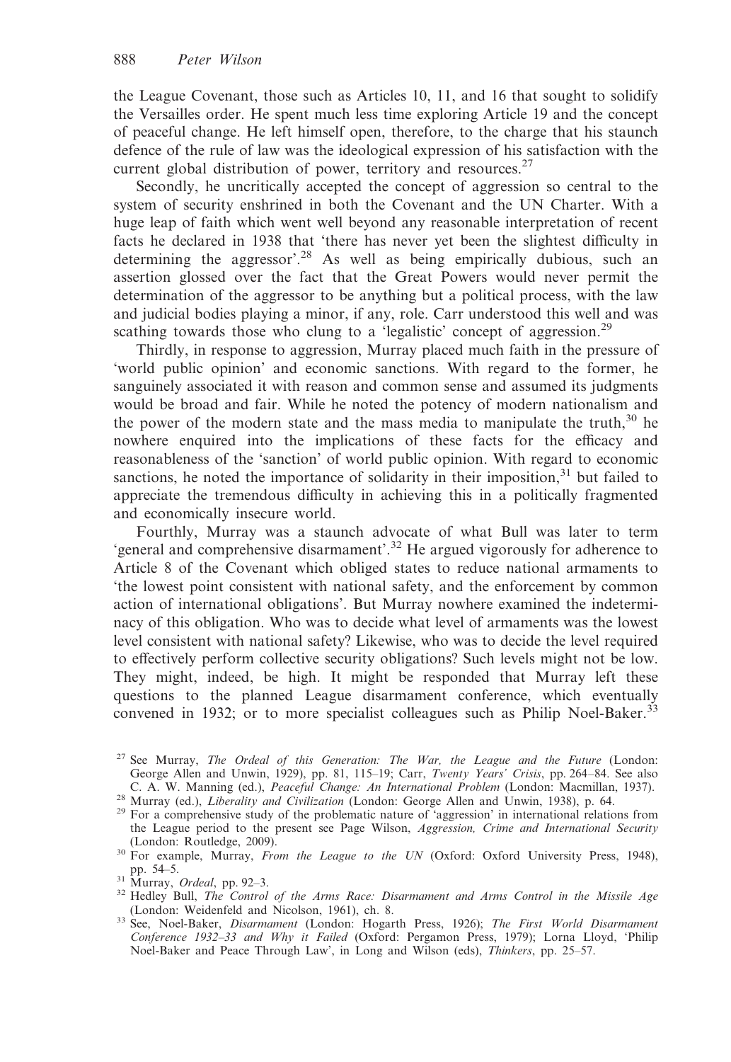the League Covenant, those such as Articles 10, 11, and 16 that sought to solidify the Versailles order. He spent much less time exploring Article 19 and the concept of peaceful change. He left himself open, therefore, to the charge that his staunch defence of the rule of law was the ideological expression of his satisfaction with the current global distribution of power, territory and resources.[27]

Secondly, he uncritically accepted the concept of aggression so central to the system of security enshrined in both the Covenant and the UN Charter. With a huge leap of faith which went well beyond any reasonable interpretation of recent facts he declared in 1938 that 'there has never yet been the slightest difficulty in determining the aggressor'.[28] As well as being empirically dubious, such an assertion glossed over the fact that the Great Powers would never permit the determination of the aggressor to be anything but a political process, with the law and judicial bodies playing a minor, if any, role. Carr understood this well and was scathing towards those who clung to a 'legalistic' concept of aggression.[29]

Thirdly, in response to aggression, Murray placed much faith in the pressure of 'world public opinion' and economic sanctions. With regard to the former, he sanguinely associated it with reason and common sense and assumed its judgments would be broad and fair. While he noted the potency of modern nationalism and the power of the modern state and the mass media to manipulate the truth,[30] he nowhere enquired into the implications of these facts for the efficacy and reasonableness of the 'sanction' of world public opinion. With regard to economic sanctions, he noted the importance of solidarity in their imposition,[31] but failed to appreciate the tremendous difficulty in achieving this in a politically fragmented and economically insecure world.

Fourthly, Murray was a staunch advocate of what Bull was later to term 'general and comprehensive disarmament'.[32] He argued vigorously for adherence to Article 8 of the Covenant which obliged states to reduce national armaments to 'the lowest point consistent with national safety, and the enforcement by common action of international obligations'. But Murray nowhere examined the indeterminacy of this obligation. Who was to decide what level of armaments was the lowest level consistent with national safety? Likewise, who was to decide the level required to effectively perform collective security obligations? Such levels might not be low. They might, indeed, be high. It might be responded that Murray left these questions to the planned League disarmament conference, which eventually convened in 1932; or to more specialist colleagues such as Philip Noel-Baker.[33]

---

[27] See Murray, *The Ordeal of this Generation: The War, the League and the Future* (London: George Allen and Unwin, 1929), pp. 81, 115–19; Carr, *Twenty Years' Crisis*, pp. 264–84. See also C. A. W. Manning (ed.), *Peaceful Change: An International Problem* (London: Macmillan, 1937).

[28] Murray (ed.), *Liberality and Civilization* (London: George Allen and Unwin, 1938), p. 64.

[29] For a comprehensive study of the problematic nature of 'aggression' in international relations from the League period to the present see Page Wilson, *Aggression, Crime and International Security* (London: Routledge, 2009).

[30] For example, Murray, *From the League to the UN* (Oxford: Oxford University Press, 1948), pp. 54–5.

[31] Murray, *Ordeal*, pp. 92–3.

[32] Hedley Bull, *The Control of the Arms Race: Disarmament and Arms Control in the Missile Age* (London: Weidenfeld and Nicolson, 1961), ch. 8.

[33] See, Noel-Baker, *Disarmament* (London: Hogarth Press, 1926); *The First World Disarmament Conference 1932–33 and Why it Failed* (Oxford: Pergamon Press, 1979); Lorna Lloyd, 'Philip Noel-Baker and Peace Through Law', in Long and Wilson (eds), *Thinkers*, pp. 25–57.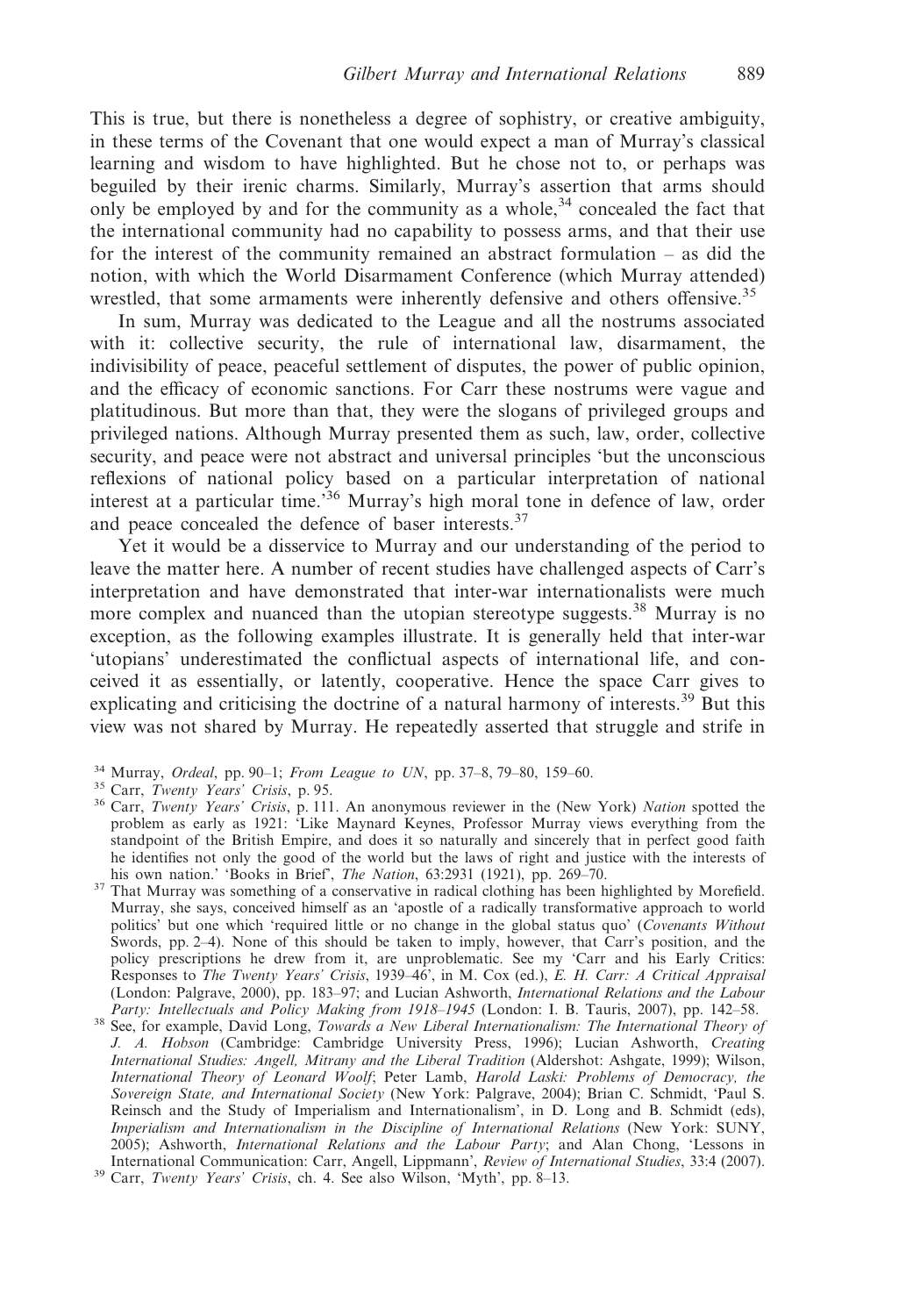This is true, but there is nonetheless a degree of sophistry, or creative ambiguity, in these terms of the Covenant that one would expect a man of Murray's classical learning and wisdom to have highlighted. But he chose not to, or perhaps was beguiled by their irenic charms. Similarly, Murray's assertion that arms should only be employed by and for the community as a whole,[34] concealed the fact that the international community had no capability to possess arms, and that their use for the interest of the community remained an abstract formulation – as did the notion, with which the World Disarmament Conference (which Murray attended) wrestled, that some armaments were inherently defensive and others offensive.[35]

In sum, Murray was dedicated to the League and all the nostrums associated with it: collective security, the rule of international law, disarmament, the indivisibility of peace, peaceful settlement of disputes, the power of public opinion, and the efficacy of economic sanctions. For Carr these nostrums were vague and platitudinous. But more than that, they were the slogans of privileged groups and privileged nations. Although Murray presented them as such, law, order, collective security, and peace were not abstract and universal principles 'but the unconscious reflexions of national policy based on a particular interpretation of national interest at a particular time.'[36] Murray's high moral tone in defence of law, order and peace concealed the defence of baser interests.[37]

Yet it would be a disservice to Murray and our understanding of the period to leave the matter here. A number of recent studies have challenged aspects of Carr's interpretation and have demonstrated that inter-war internationalists were much more complex and nuanced than the utopian stereotype suggests.[38] Murray is no exception, as the following examples illustrate. It is generally held that inter-war 'utopians' underestimated the conflictual aspects of international life, and conceived it as essentially, or latently, cooperative. Hence the space Carr gives to explicating and criticising the doctrine of a natural harmony of interests.[39] But this view was not shared by Murray. He repeatedly asserted that struggle and strife in

---

[34] Murray, *Ordeal*, pp. 90–1; *From League to UN*, pp. 37–8, 79–80, 159–60.

[35] Carr, *Twenty Years' Crisis*, p. 95.

[36] Carr, *Twenty Years' Crisis*, p. 111. An anonymous reviewer in the (New York) *Nation* spotted the problem as early as 1921: 'Like Maynard Keynes, Professor Murray views everything from the standpoint of the British Empire, and does it so naturally and sincerely that in perfect good faith he identifies not only the good of the world but the laws of right and justice with the interests of his own nation.' 'Books in Brief', *The Nation*, 63:2931 (1921), pp. 269–70.

[37] That Murray was something of a conservative in radical clothing has been highlighted by Morefield. Murray, she says, conceived himself as an 'apostle of a radically transformative approach to world politics' but one which 'required little or no change in the global status quo' (*Covenants Without Swords*, pp. 2–4). None of this should be taken to imply, however, that Carr's position, and the policy prescriptions he drew from it, are unproblematic. See my 'Carr and his Early Critics: Responses to *The Twenty Years' Crisis*, 1939–46', in M. Cox (ed.), *E. H. Carr: A Critical Appraisal* (London: Palgrave, 2000), pp. 183–97; and Lucian Ashworth, *International Relations and the Labour Party: Intellectuals and Policy Making from 1918–1945* (London: I. B. Tauris, 2007), pp. 142–58.

[38] See, for example, David Long, *Towards a New Liberal Internationalism: The International Theory of J. A. Hobson* (Cambridge: Cambridge University Press, 1996); Lucian Ashworth, *Creating International Studies: Angell, Mitrany and the Liberal Tradition* (Aldershot: Ashgate, 1999); Wilson, *International Theory of Leonard Woolf*; Peter Lamb, *Harold Laski: Problems of Democracy, the Sovereign State, and International Society* (New York: Palgrave, 2004); Brian C. Schmidt, 'Paul S. Reinsch and the Study of Imperialism and Internationalism', in D. Long and B. Schmidt (eds), *Imperialism and Internationalism in the Discipline of International Relations* (New York: SUNY, 2005); Ashworth, *International Relations and the Labour Party*; and Alan Chong, 'Lessons in International Communication: Carr, Angell, Lippmann', *Review of International Studies*, 33:4 (2007).

[39] Carr, *Twenty Years' Crisis*, ch. 4. See also Wilson, 'Myth', pp. 8–13.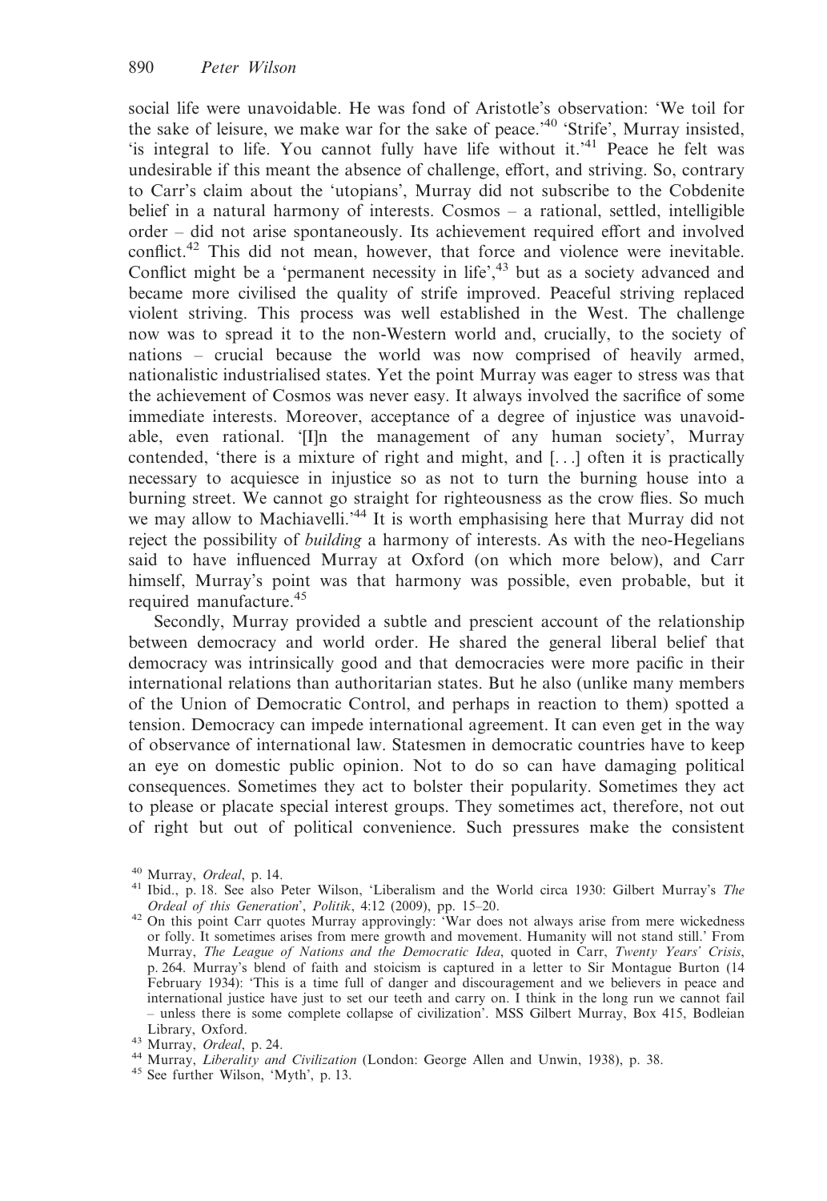social life were unavoidable. He was fond of Aristotle's observation: 'We toil for the sake of leisure, we make war for the sake of peace.'[40] 'Strife', Murray insisted, 'is integral to life. You cannot fully have life without it.'[41] Peace he felt was undesirable if this meant the absence of challenge, effort, and striving. So, contrary to Carr's claim about the 'utopians', Murray did not subscribe to the Cobdenite belief in a natural harmony of interests. Cosmos – a rational, settled, intelligible order – did not arise spontaneously. Its achievement required effort and involved conflict.[42] This did not mean, however, that force and violence were inevitable. Conflict might be a 'permanent necessity in life',[43] but as a society advanced and became more civilised the quality of strife improved. Peaceful striving replaced violent striving. This process was well established in the West. The challenge now was to spread it to the non-Western world and, crucially, to the society of nations – crucial because the world was now comprised of heavily armed, nationalistic industrialised states. Yet the point Murray was eager to stress was that the achievement of Cosmos was never easy. It always involved the sacrifice of some immediate interests. Moreover, acceptance of a degree of injustice was unavoidable, even rational. '[I]n the management of any human society', Murray contended, 'there is a mixture of right and might, and [. . .] often it is practically necessary to acquiesce in injustice so as not to turn the burning house into a burning street. We cannot go straight for righteousness as the crow flies. So much we may allow to Machiavelli.'[44] It is worth emphasising here that Murray did not reject the possibility of *building* a harmony of interests. As with the neo-Hegelians said to have influenced Murray at Oxford (on which more below), and Carr himself, Murray's point was that harmony was possible, even probable, but it required manufacture.[45]

Secondly, Murray provided a subtle and prescient account of the relationship between democracy and world order. He shared the general liberal belief that democracy was intrinsically good and that democracies were more pacific in their international relations than authoritarian states. But he also (unlike many members of the Union of Democratic Control, and perhaps in reaction to them) spotted a tension. Democracy can impede international agreement. It can even get in the way of observance of international law. Statesmen in democratic countries have to keep an eye on domestic public opinion. Not to do so can have damaging political consequences. Sometimes they act to bolster their popularity. Sometimes they act to please or placate special interest groups. They sometimes act, therefore, not out of right but out of political convenience. Such pressures make the consistent

[40] Murray, *Ordeal*, p. 14.

[41] Ibid., p. 18. See also Peter Wilson, 'Liberalism and the World circa 1930: Gilbert Murray's *The Ordeal of this Generation*', *Politik*, 4:12 (2009), pp. 15–20.

[42] On this point Carr quotes Murray approvingly: 'War does not always arise from mere wickedness or folly. It sometimes arises from mere growth and movement. Humanity will not stand still.' From Murray, *The League of Nations and the Democratic Idea*, quoted in Carr, *Twenty Years' Crisis*, p. 264. Murray's blend of faith and stoicism is captured in a letter to Sir Montague Burton (14 February 1934): 'This is a time full of danger and discouragement and we believers in peace and international justice have just to set our teeth and carry on. I think in the long run we cannot fail – unless there is some complete collapse of civilization'. MSS Gilbert Murray, Box 415, Bodleian Library, Oxford.

[43] Murray, *Ordeal*, p. 24.

[44] Murray, *Liberality and Civilization* (London: George Allen and Unwin, 1938), p. 38.

[45] See further Wilson, 'Myth', p. 13.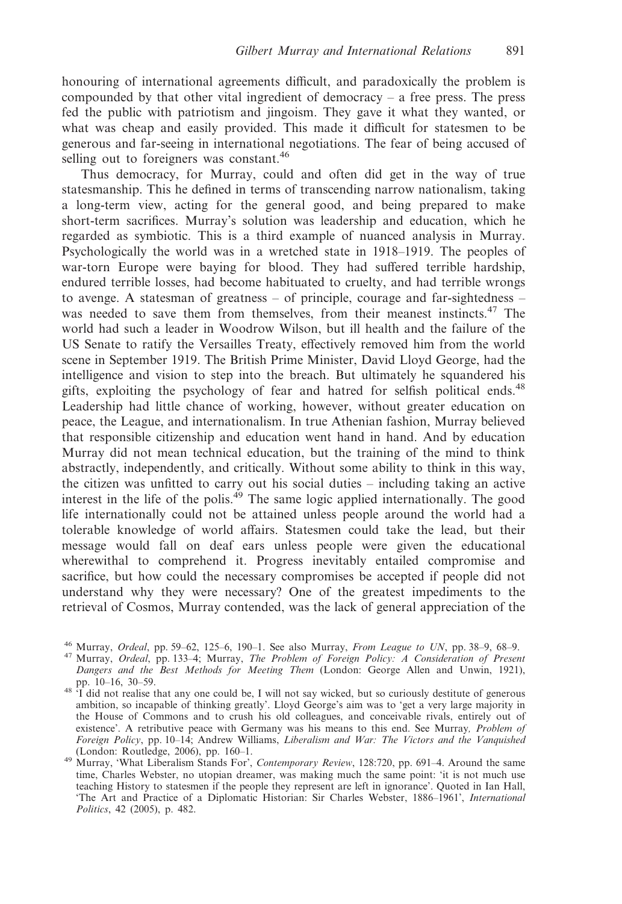honouring of international agreements difficult, and paradoxically the problem is compounded by that other vital ingredient of democracy – a free press. The press fed the public with patriotism and jingoism. They gave it what they wanted, or what was cheap and easily provided. This made it difficult for statesmen to be generous and far-seeing in international negotiations. The fear of being accused of selling out to foreigners was constant.[46]

Thus democracy, for Murray, could and often did get in the way of true statesmanship. This he defined in terms of transcending narrow nationalism, taking a long-term view, acting for the general good, and being prepared to make short-term sacrifices. Murray's solution was leadership and education, which he regarded as symbiotic. This is a third example of nuanced analysis in Murray. Psychologically the world was in a wretched state in 1918–1919. The peoples of war-torn Europe were baying for blood. They had suffered terrible hardship, endured terrible losses, had become habituated to cruelty, and had terrible wrongs to avenge. A statesman of greatness – of principle, courage and far-sightedness – was needed to save them from themselves, from their meanest instincts.[47] The world had such a leader in Woodrow Wilson, but ill health and the failure of the US Senate to ratify the Versailles Treaty, effectively removed him from the world scene in September 1919. The British Prime Minister, David Lloyd George, had the intelligence and vision to step into the breach. But ultimately he squandered his gifts, exploiting the psychology of fear and hatred for selfish political ends.[48] Leadership had little chance of working, however, without greater education on peace, the League, and internationalism. In true Athenian fashion, Murray believed that responsible citizenship and education went hand in hand. And by education Murray did not mean technical education, but the training of the mind to think abstractly, independently, and critically. Without some ability to think in this way, the citizen was unfitted to carry out his social duties – including taking an active interest in the life of the polis.[49] The same logic applied internationally. The good life internationally could not be attained unless people around the world had a tolerable knowledge of world affairs. Statesmen could take the lead, but their message would fall on deaf ears unless people were given the educational wherewithal to comprehend it. Progress inevitably entailed compromise and sacrifice, but how could the necessary compromises be accepted if people did not understand why they were necessary? One of the greatest impediments to the retrieval of Cosmos, Murray contended, was the lack of general appreciation of the

---

[46] Murray, *Ordeal*, pp. 59–62, 125–6, 190–1. See also Murray, *From League to UN*, pp. 38–9, 68–9.

[47] Murray, *Ordeal*, pp. 133–4; Murray, *The Problem of Foreign Policy: A Consideration of Present Dangers and the Best Methods for Meeting Them* (London: George Allen and Unwin, 1921), pp. 10–16, 30–59.

[48] 'I did not realise that any one could be, I will not say wicked, but so curiously destitute of generous ambition, so incapable of thinking greatly'. Lloyd George's aim was to 'get a very large majority in the House of Commons and to crush his old colleagues, and conceivable rivals, entirely out of existence'. A retributive peace with Germany was his means to this end. See Murray*, Problem of Foreign Policy*, pp. 10–14; Andrew Williams, *Liberalism and War: The Victors and the Vanquished* (London: Routledge, 2006), pp. 160–1.

[49] Murray, 'What Liberalism Stands For', *Contemporary Review*, 128:720, pp. 691–4. Around the same time, Charles Webster, no utopian dreamer, was making much the same point: 'it is not much use teaching History to statesmen if the people they represent are left in ignorance'. Quoted in Ian Hall, 'The Art and Practice of a Diplomatic Historian: Sir Charles Webster, 1886–1961', *International Politics*, 42 (2005), p. 482.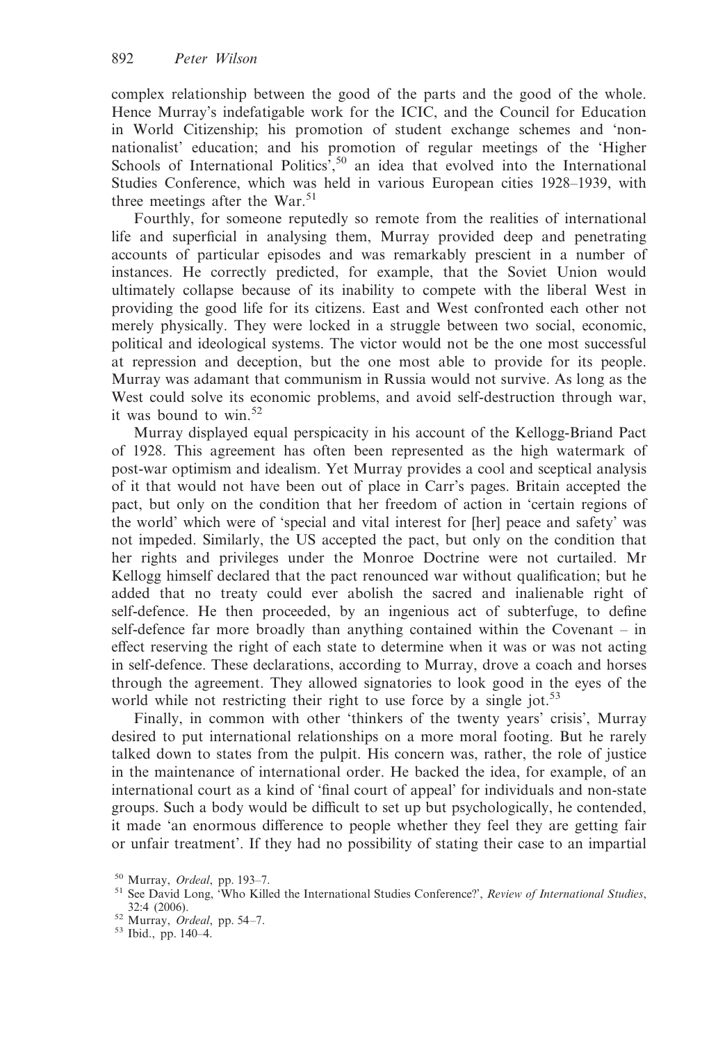complex relationship between the good of the parts and the good of the whole. Hence Murray's indefatigable work for the ICIC, and the Council for Education in World Citizenship; his promotion of student exchange schemes and 'non-nationalist' education; and his promotion of regular meetings of the 'Higher Schools of International Politics',[50] an idea that evolved into the International Studies Conference, which was held in various European cities 1928–1939, with three meetings after the War.[51]

Fourthly, for someone reputedly so remote from the realities of international life and superficial in analysing them, Murray provided deep and penetrating accounts of particular episodes and was remarkably prescient in a number of instances. He correctly predicted, for example, that the Soviet Union would ultimately collapse because of its inability to compete with the liberal West in providing the good life for its citizens. East and West confronted each other not merely physically. They were locked in a struggle between two social, economic, political and ideological systems. The victor would not be the one most successful at repression and deception, but the one most able to provide for its people. Murray was adamant that communism in Russia would not survive. As long as the West could solve its economic problems, and avoid self-destruction through war, it was bound to win.[52]

Murray displayed equal perspicacity in his account of the Kellogg-Briand Pact of 1928. This agreement has often been represented as the high watermark of post-war optimism and idealism. Yet Murray provides a cool and sceptical analysis of it that would not have been out of place in Carr's pages. Britain accepted the pact, but only on the condition that her freedom of action in 'certain regions of the world' which were of 'special and vital interest for [her] peace and safety' was not impeded. Similarly, the US accepted the pact, but only on the condition that her rights and privileges under the Monroe Doctrine were not curtailed. Mr Kellogg himself declared that the pact renounced war without qualification; but he added that no treaty could ever abolish the sacred and inalienable right of self-defence. He then proceeded, by an ingenious act of subterfuge, to define self-defence far more broadly than anything contained within the Covenant – in effect reserving the right of each state to determine when it was or was not acting in self-defence. These declarations, according to Murray, drove a coach and horses through the agreement. They allowed signatories to look good in the eyes of the world while not restricting their right to use force by a single jot.[53]

Finally, in common with other 'thinkers of the twenty years' crisis', Murray desired to put international relationships on a more moral footing. But he rarely talked down to states from the pulpit. His concern was, rather, the role of justice in the maintenance of international order. He backed the idea, for example, of an international court as a kind of 'final court of appeal' for individuals and non-state groups. Such a body would be difficult to set up but psychologically, he contended, it made 'an enormous difference to people whether they feel they are getting fair or unfair treatment'. If they had no possibility of stating their case to an impartial

[50] Murray, *Ordeal*, pp. 193–7.

[51] See David Long, 'Who Killed the International Studies Conference?', *Review of International Studies*, 32:4 (2006).

[52] Murray, *Ordeal*, pp. 54–7.

[53] Ibid., pp. 140–4.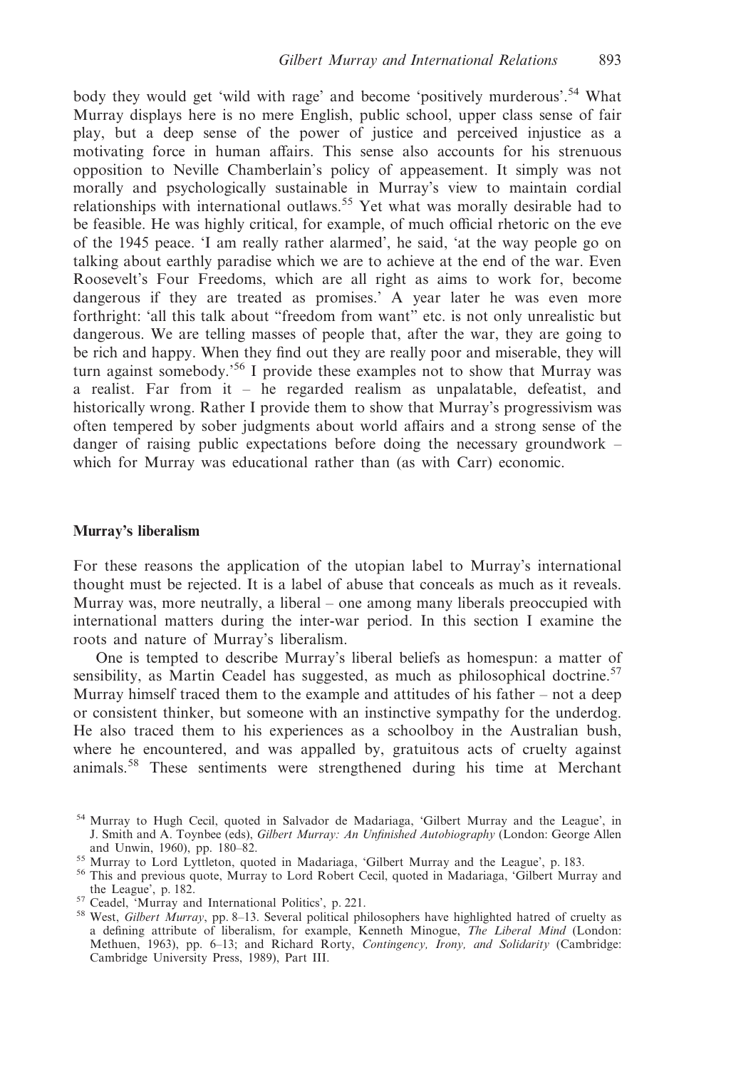body they would get 'wild with rage' and become 'positively murderous'.[54] What Murray displays here is no mere English, public school, upper class sense of fair play, but a deep sense of the power of justice and perceived injustice as a motivating force in human affairs. This sense also accounts for his strenuous opposition to Neville Chamberlain's policy of appeasement. It simply was not morally and psychologically sustainable in Murray's view to maintain cordial relationships with international outlaws.[55] Yet what was morally desirable had to be feasible. He was highly critical, for example, of much official rhetoric on the eve of the 1945 peace. 'I am really rather alarmed', he said, 'at the way people go on talking about earthly paradise which we are to achieve at the end of the war. Even Roosevelt's Four Freedoms, which are all right as aims to work for, become dangerous if they are treated as promises.' A year later he was even more forthright: 'all this talk about "freedom from want" etc. is not only unrealistic but dangerous. We are telling masses of people that, after the war, they are going to be rich and happy. When they find out they are really poor and miserable, they will turn against somebody.'[56] I provide these examples not to show that Murray was a realist. Far from it – he regarded realism as unpalatable, defeatist, and historically wrong. Rather I provide them to show that Murray's progressivism was often tempered by sober judgments about world affairs and a strong sense of the danger of raising public expectations before doing the necessary groundwork – which for Murray was educational rather than (as with Carr) economic.

## Murray's liberalism

For these reasons the application of the utopian label to Murray's international thought must be rejected. It is a label of abuse that conceals as much as it reveals. Murray was, more neutrally, a liberal – one among many liberals preoccupied with international matters during the inter-war period. In this section I examine the roots and nature of Murray's liberalism.

One is tempted to describe Murray's liberal beliefs as homespun: a matter of sensibility, as Martin Ceadel has suggested, as much as philosophical doctrine.[57] Murray himself traced them to the example and attitudes of his father – not a deep or consistent thinker, but someone with an instinctive sympathy for the underdog. He also traced them to his experiences as a schoolboy in the Australian bush, where he encountered, and was appalled by, gratuitous acts of cruelty against animals.[58] These sentiments were strengthened during his time at Merchant

---

[54] Murray to Hugh Cecil, quoted in Salvador de Madariaga, 'Gilbert Murray and the League', in J. Smith and A. Toynbee (eds), *Gilbert Murray: An Unfinished Autobiography* (London: George Allen and Unwin, 1960), pp. 180–82.

[55] Murray to Lord Lyttleton, quoted in Madariaga, 'Gilbert Murray and the League', p. 183.

[56] This and previous quote, Murray to Lord Robert Cecil, quoted in Madariaga, 'Gilbert Murray and the League', p. 182.

[57] Ceadel, 'Murray and International Politics', p. 221.

[58] West, *Gilbert Murray*, pp. 8–13. Several political philosophers have highlighted hatred of cruelty as a defining attribute of liberalism, for example, Kenneth Minogue, *The Liberal Mind* (London: Methuen, 1963), pp. 6–13; and Richard Rorty, *Contingency, Irony, and Solidarity* (Cambridge: Cambridge University Press, 1989), Part III.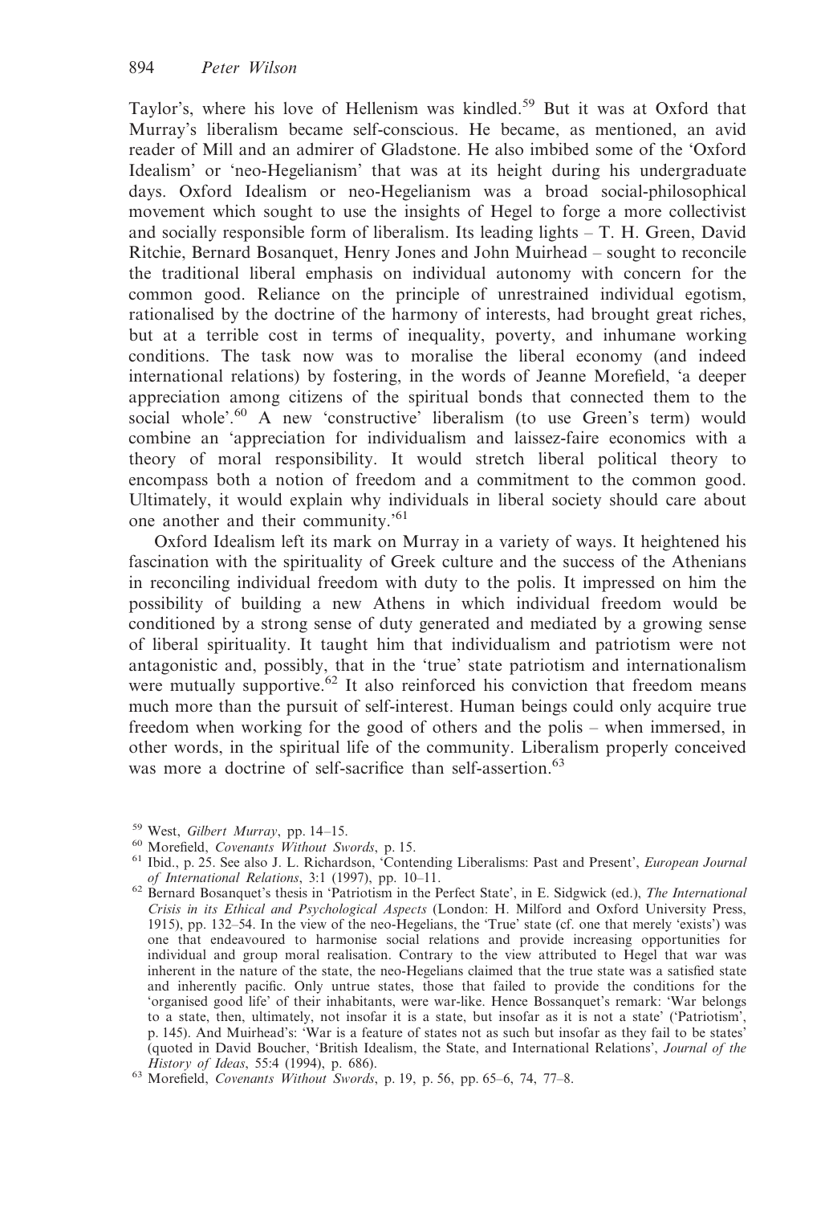Taylor's, where his love of Hellenism was kindled.[59] But it was at Oxford that Murray's liberalism became self-conscious. He became, as mentioned, an avid reader of Mill and an admirer of Gladstone. He also imbibed some of the 'Oxford Idealism' or 'neo-Hegelianism' that was at its height during his undergraduate days. Oxford Idealism or neo-Hegelianism was a broad social-philosophical movement which sought to use the insights of Hegel to forge a more collectivist and socially responsible form of liberalism. Its leading lights – T. H. Green, David Ritchie, Bernard Bosanquet, Henry Jones and John Muirhead – sought to reconcile the traditional liberal emphasis on individual autonomy with concern for the common good. Reliance on the principle of unrestrained individual egotism, rationalised by the doctrine of the harmony of interests, had brought great riches, but at a terrible cost in terms of inequality, poverty, and inhumane working conditions. The task now was to moralise the liberal economy (and indeed international relations) by fostering, in the words of Jeanne Morefield, 'a deeper appreciation among citizens of the spiritual bonds that connected them to the social whole'.[60] A new 'constructive' liberalism (to use Green's term) would combine an 'appreciation for individualism and laissez-faire economics with a theory of moral responsibility. It would stretch liberal political theory to encompass both a notion of freedom and a commitment to the common good. Ultimately, it would explain why individuals in liberal society should care about one another and their community.'[61]

Oxford Idealism left its mark on Murray in a variety of ways. It heightened his fascination with the spirituality of Greek culture and the success of the Athenians in reconciling individual freedom with duty to the polis. It impressed on him the possibility of building a new Athens in which individual freedom would be conditioned by a strong sense of duty generated and mediated by a growing sense of liberal spirituality. It taught him that individualism and patriotism were not antagonistic and, possibly, that in the 'true' state patriotism and internationalism were mutually supportive.[62] It also reinforced his conviction that freedom means much more than the pursuit of self-interest. Human beings could only acquire true freedom when working for the good of others and the polis – when immersed, in other words, in the spiritual life of the community. Liberalism properly conceived was more a doctrine of self-sacrifice than self-assertion.[63]

[59] West, *Gilbert Murray*, pp. 14–15.

[60] Morefield, *Covenants Without Swords*, p. 15.

[61] Ibid., p. 25. See also J. L. Richardson, 'Contending Liberalisms: Past and Present', *European Journal of International Relations*, 3:1 (1997), pp. 10–11.

[62] Bernard Bosanquet's thesis in 'Patriotism in the Perfect State', in E. Sidgwick (ed.), *The International Crisis in its Ethical and Psychological Aspects* (London: H. Milford and Oxford University Press, 1915), pp. 132–54. In the view of the neo-Hegelians, the 'True' state (cf. one that merely 'exists') was one that endeavoured to harmonise social relations and provide increasing opportunities for individual and group moral realisation. Contrary to the view attributed to Hegel that war was inherent in the nature of the state, the neo-Hegelians claimed that the true state was a satisfied state and inherently pacific. Only untrue states, those that failed to provide the conditions for the 'organised good life' of their inhabitants, were war-like. Hence Bossanquet's remark: 'War belongs to a state, then, ultimately, not insofar it is a state, but insofar as it is not a state' ('Patriotism', p. 145). And Muirhead's: 'War is a feature of states not as such but insofar as they fail to be states' (quoted in David Boucher, 'British Idealism, the State, and International Relations', *Journal of the History of Ideas*, 55:4 (1994), p. 686).

[63] Morefield, *Covenants Without Swords*, p. 19, p. 56, pp. 65–6, 74, 77–8.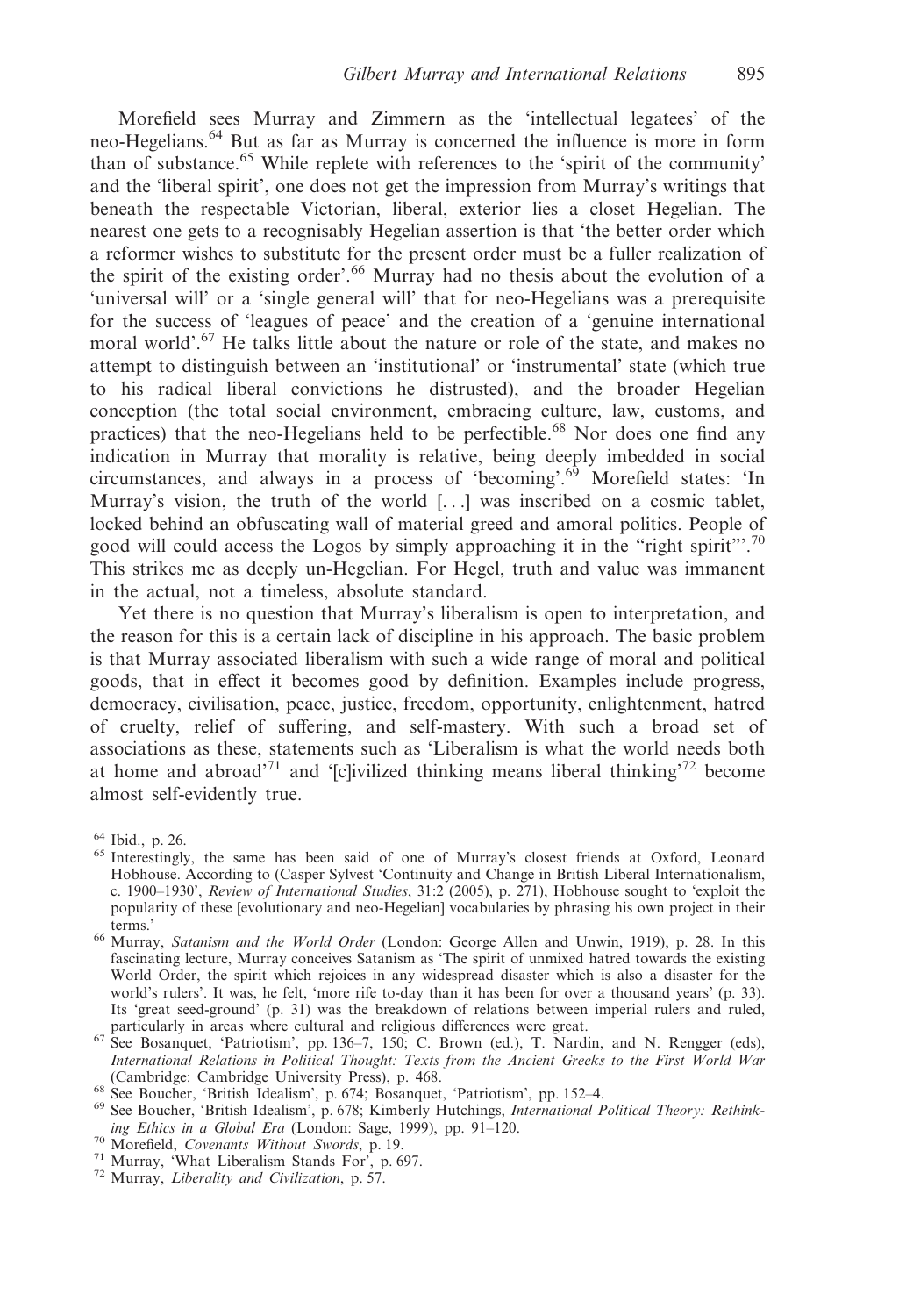Morefield sees Murray and Zimmern as the 'intellectual legatees' of the neo-Hegelians.[64] But as far as Murray is concerned the influence is more in form than of substance.[65] While replete with references to the 'spirit of the community' and the 'liberal spirit', one does not get the impression from Murray's writings that beneath the respectable Victorian, liberal, exterior lies a closet Hegelian. The nearest one gets to a recognisably Hegelian assertion is that 'the better order which a reformer wishes to substitute for the present order must be a fuller realization of the spirit of the existing order'.[66] Murray had no thesis about the evolution of a 'universal will' or a 'single general will' that for neo-Hegelians was a prerequisite for the success of 'leagues of peace' and the creation of a 'genuine international moral world'.[67] He talks little about the nature or role of the state, and makes no attempt to distinguish between an 'institutional' or 'instrumental' state (which true to his radical liberal convictions he distrusted), and the broader Hegelian conception (the total social environment, embracing culture, law, customs, and practices) that the neo-Hegelians held to be perfectible.[68] Nor does one find any indication in Murray that morality is relative, being deeply imbedded in social circumstances, and always in a process of 'becoming'.[69] Morefield states: 'In Murray's vision, the truth of the world [...] was inscribed on a cosmic tablet, locked behind an obfuscating wall of material greed and amoral politics. People of good will could access the Logos by simply approaching it in the "right spirit"'.[70] This strikes me as deeply un-Hegelian. For Hegel, truth and value was immanent in the actual, not a timeless, absolute standard.

Yet there is no question that Murray's liberalism is open to interpretation, and the reason for this is a certain lack of discipline in his approach. The basic problem is that Murray associated liberalism with such a wide range of moral and political goods, that in effect it becomes good by definition. Examples include progress, democracy, civilisation, peace, justice, freedom, opportunity, enlightenment, hatred of cruelty, relief of suffering, and self-mastery. With such a broad set of associations as these, statements such as 'Liberalism is what the world needs both at home and abroad'[71] and '[c]ivilized thinking means liberal thinking'[72] become almost self-evidently true.

[64] Ibid., p. 26.

[65] Interestingly, the same has been said of one of Murray's closest friends at Oxford, Leonard Hobhouse. According to (Casper Sylvest 'Continuity and Change in British Liberal Internationalism, c. 1900–1930', *Review of International Studies*, 31:2 (2005), p. 271), Hobhouse sought to 'exploit the popularity of these [evolutionary and neo-Hegelian] vocabularies by phrasing his own project in their terms.'

[66] Murray, *Satanism and the World Order* (London: George Allen and Unwin, 1919), p. 28. In this fascinating lecture, Murray conceives Satanism as 'The spirit of unmixed hatred towards the existing World Order, the spirit which rejoices in any widespread disaster which is also a disaster for the world's rulers'. It was, he felt, 'more rife to-day than it has been for over a thousand years' (p. 33). Its 'great seed-ground' (p. 31) was the breakdown of relations between imperial rulers and ruled, particularly in areas where cultural and religious differences were great.

[67] See Bosanquet, 'Patriotism', pp. 136–7, 150; C. Brown (ed.), T. Nardin, and N. Rengger (eds), *International Relations in Political Thought: Texts from the Ancient Greeks to the First World War* (Cambridge: Cambridge University Press), p. 468.

[68] See Boucher, 'British Idealism', p. 674; Bosanquet, 'Patriotism', pp. 152–4.

[69] See Boucher, 'British Idealism', p. 678; Kimberly Hutchings, *International Political Theory: Rethinking Ethics in a Global Era* (London: Sage, 1999), pp. 91–120.

[70] Morefield, *Covenants Without Swords*, p. 19.

[71] Murray, 'What Liberalism Stands For', p. 697.

[72] Murray, *Liberality and Civilization*, p. 57.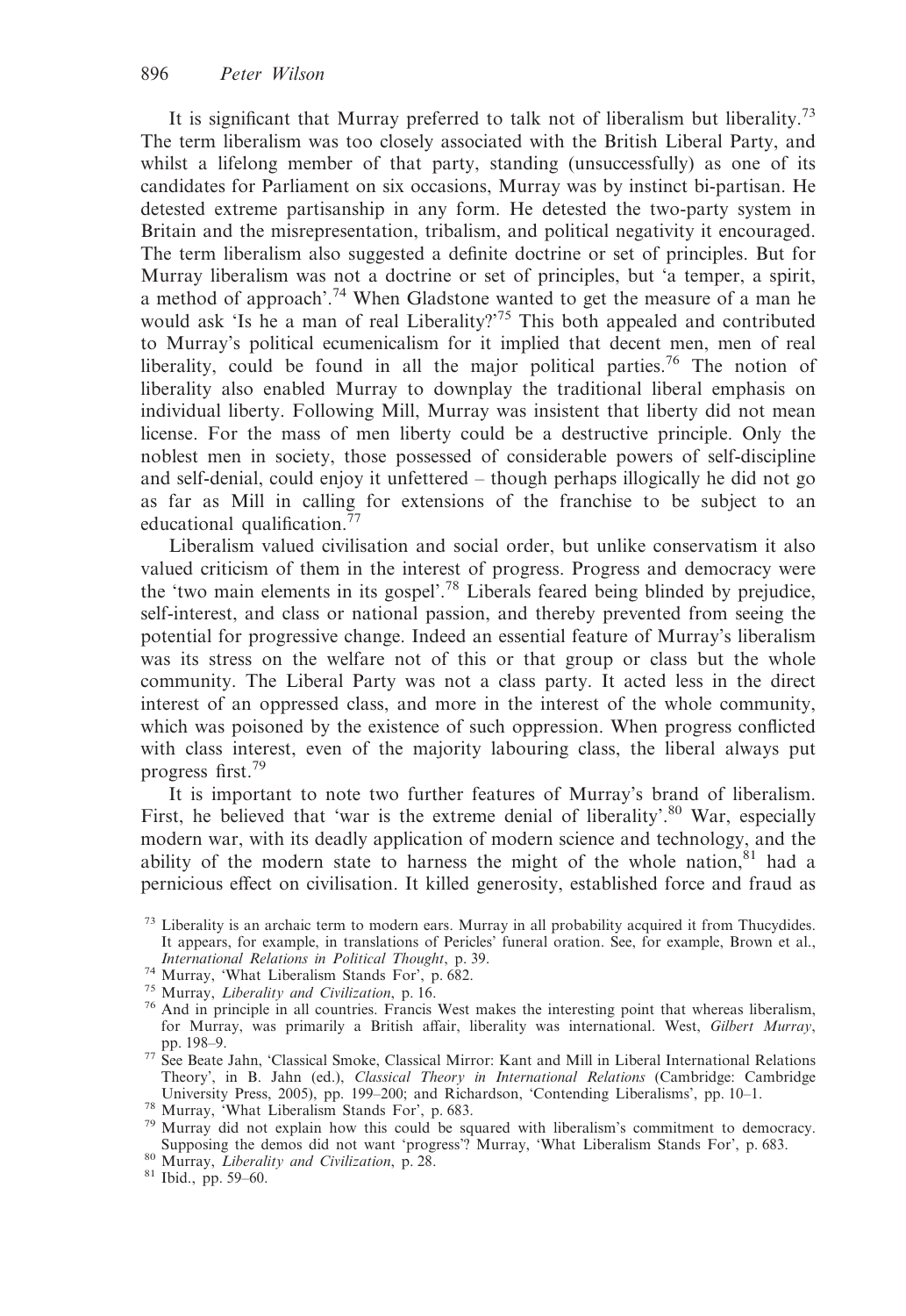It is significant that Murray preferred to talk not of liberalism but liberality.[73] The term liberalism was too closely associated with the British Liberal Party, and whilst a lifelong member of that party, standing (unsuccessfully) as one of its candidates for Parliament on six occasions, Murray was by instinct bi-partisan. He detested extreme partisanship in any form. He detested the two-party system in Britain and the misrepresentation, tribalism, and political negativity it encouraged. The term liberalism also suggested a definite doctrine or set of principles. But for Murray liberalism was not a doctrine or set of principles, but 'a temper, a spirit, a method of approach'.[74] When Gladstone wanted to get the measure of a man he would ask 'Is he a man of real Liberality?'[75] This both appealed and contributed to Murray's political ecumenicalism for it implied that decent men, men of real liberality, could be found in all the major political parties.[76] The notion of liberality also enabled Murray to downplay the traditional liberal emphasis on individual liberty. Following Mill, Murray was insistent that liberty did not mean license. For the mass of men liberty could be a destructive principle. Only the noblest men in society, those possessed of considerable powers of self-discipline and self-denial, could enjoy it unfettered – though perhaps illogically he did not go as far as Mill in calling for extensions of the franchise to be subject to an educational qualification.[77]

Liberalism valued civilisation and social order, but unlike conservatism it also valued criticism of them in the interest of progress. Progress and democracy were the 'two main elements in its gospel'.[78] Liberals feared being blinded by prejudice, self-interest, and class or national passion, and thereby prevented from seeing the potential for progressive change. Indeed an essential feature of Murray's liberalism was its stress on the welfare not of this or that group or class but the whole community. The Liberal Party was not a class party. It acted less in the direct interest of an oppressed class, and more in the interest of the whole community, which was poisoned by the existence of such oppression. When progress conflicted with class interest, even of the majority labouring class, the liberal always put progress first.[79]

It is important to note two further features of Murray's brand of liberalism. First, he believed that 'war is the extreme denial of liberality'.[80] War, especially modern war, with its deadly application of modern science and technology, and the ability of the modern state to harness the might of the whole nation,[81] had a pernicious effect on civilisation. It killed generosity, established force and fraud as

[73] Liberality is an archaic term to modern ears. Murray in all probability acquired it from Thucydides. It appears, for example, in translations of Pericles' funeral oration. See, for example, Brown et al., *International Relations in Political Thought*, p. 39.

[74] Murray, 'What Liberalism Stands For', p. 682.

[75] Murray, *Liberality and Civilization*, p. 16.

[76] And in principle in all countries. Francis West makes the interesting point that whereas liberalism, for Murray, was primarily a British affair, liberality was international. West, *Gilbert Murray*, pp. 198–9.

[77] See Beate Jahn, 'Classical Smoke, Classical Mirror: Kant and Mill in Liberal International Relations Theory', in B. Jahn (ed.), *Classical Theory in International Relations* (Cambridge: Cambridge University Press, 2005), pp. 199–200; and Richardson, 'Contending Liberalisms', pp. 10–1.

[78] Murray, 'What Liberalism Stands For', p. 683.

[79] Murray did not explain how this could be squared with liberalism's commitment to democracy. Supposing the demos did not want 'progress'? Murray, 'What Liberalism Stands For', p. 683.

[80] Murray, *Liberality and Civilization*, p. 28.

[81] Ibid., pp. 59–60.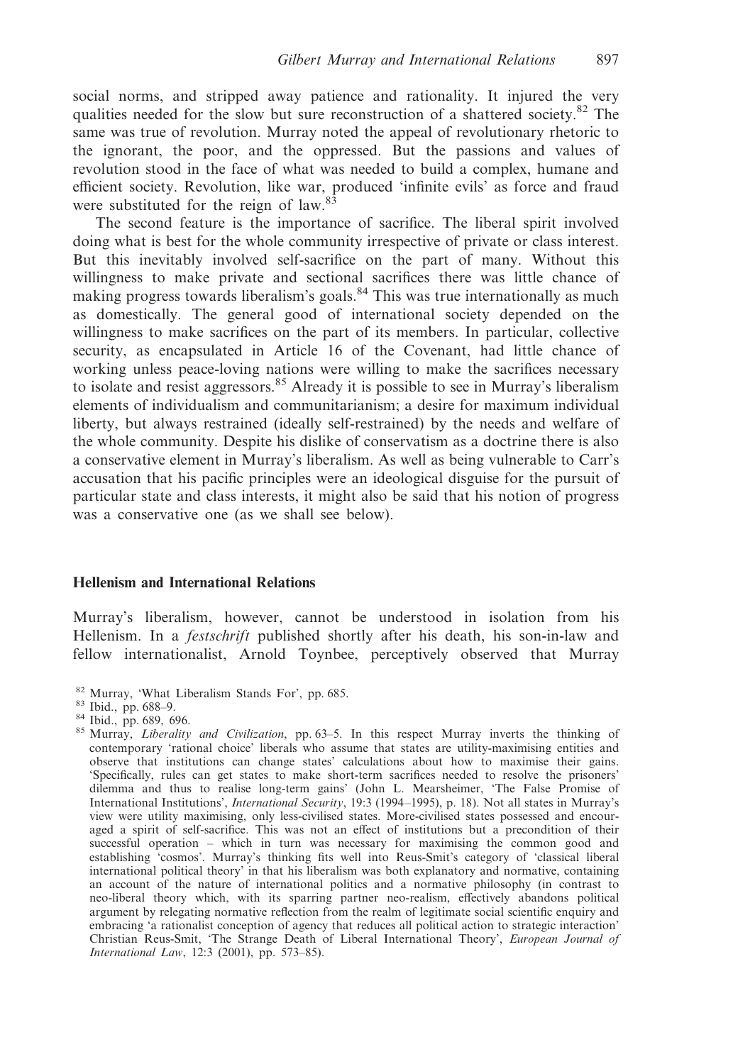social norms, and stripped away patience and rationality. It injured the very qualities needed for the slow but sure reconstruction of a shattered society.[82] The same was true of revolution. Murray noted the appeal of revolutionary rhetoric to the ignorant, the poor, and the oppressed. But the passions and values of revolution stood in the face of what was needed to build a complex, humane and efficient society. Revolution, like war, produced 'infinite evils' as force and fraud were substituted for the reign of law.[83]

The second feature is the importance of sacrifice. The liberal spirit involved doing what is best for the whole community irrespective of private or class interest. But this inevitably involved self-sacrifice on the part of many. Without this willingness to make private and sectional sacrifices there was little chance of making progress towards liberalism's goals.[84] This was true internationally as much as domestically. The general good of international society depended on the willingness to make sacrifices on the part of its members. In particular, collective security, as encapsulated in Article 16 of the Covenant, had little chance of working unless peace-loving nations were willing to make the sacrifices necessary to isolate and resist aggressors.[85] Already it is possible to see in Murray's liberalism elements of individualism and communitarianism; a desire for maximum individual liberty, but always restrained (ideally self-restrained) by the needs and welfare of the whole community. Despite his dislike of conservatism as a doctrine there is also a conservative element in Murray's liberalism. As well as being vulnerable to Carr's accusation that his pacific principles were an ideological disguise for the pursuit of particular state and class interests, it might also be said that his notion of progress was a conservative one (as we shall see below).

### Hellenism and International Relations

Murray's liberalism, however, cannot be understood in isolation from his Hellenism. In a *festschrift* published shortly after his death, his son-in-law and fellow internationalist, Arnold Toynbee, perceptively observed that Murray

[82] Murray, 'What Liberalism Stands For', pp. 685.

[83] Ibid., pp. 688–9.

[84] Ibid., pp. 689, 696.

[85] Murray, *Liberality and Civilization*, pp. 63–5. In this respect Murray inverts the thinking of contemporary 'rational choice' liberals who assume that states are utility-maximising entities and observe that institutions can change states' calculations about how to maximise their gains. 'Specifically, rules can get states to make short-term sacrifices needed to resolve the prisoners' dilemma and thus to realise long-term gains' (John L. Mearsheimer, 'The False Promise of International Institutions', *International Security*, 19:3 (1994–1995), p. 18). Not all states in Murray's view were utility maximising, only less-civilised states. More-civilised states possessed and encouraged a spirit of self-sacrifice. This was not an effect of institutions but a precondition of their successful operation – which in turn was necessary for maximising the common good and establishing 'cosmos'. Murray's thinking fits well into Reus-Smit's category of 'classical liberal international political theory' in that his liberalism was both explanatory and normative, containing an account of the nature of international politics and a normative philosophy (in contrast to neo-liberal theory which, with its sparring partner neo-realism, effectively abandons political argument by relegating normative reflection from the realm of legitimate social scientific enquiry and embracing 'a rationalist conception of agency that reduces all political action to strategic interaction' Christian Reus-Smit, 'The Strange Death of Liberal International Theory', *European Journal of International Law*, 12:3 (2001), pp. 573–85).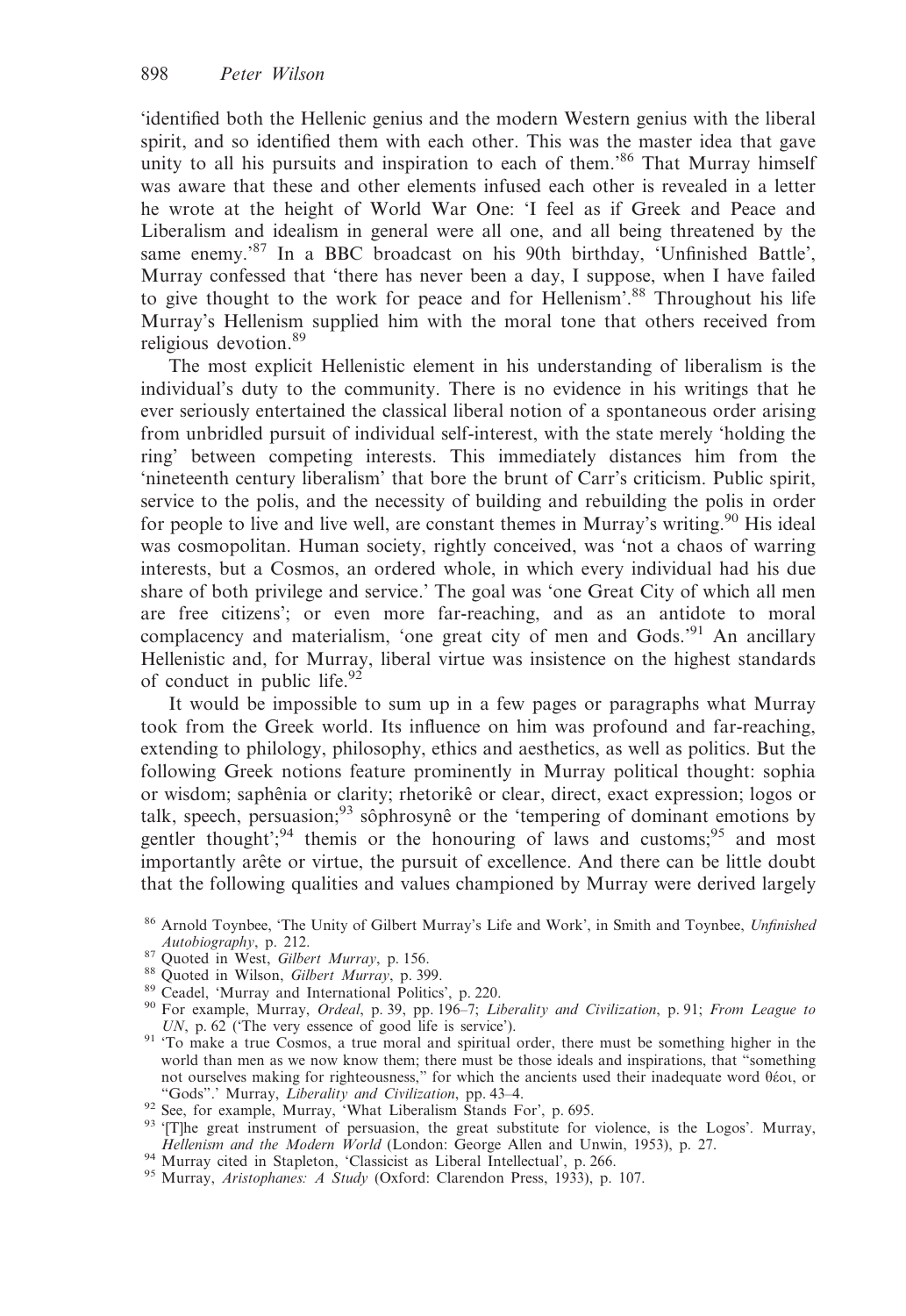'identified both the Hellenic genius and the modern Western genius with the liberal spirit, and so identified them with each other. This was the master idea that gave unity to all his pursuits and inspiration to each of them.'[86] That Murray himself was aware that these and other elements infused each other is revealed in a letter he wrote at the height of World War One: 'I feel as if Greek and Peace and Liberalism and idealism in general were all one, and all being threatened by the same enemy.'[87] In a BBC broadcast on his 90th birthday, 'Unfinished Battle', Murray confessed that 'there has never been a day, I suppose, when I have failed to give thought to the work for peace and for Hellenism'.[88] Throughout his life Murray's Hellenism supplied him with the moral tone that others received from religious devotion.[89]

The most explicit Hellenistic element in his understanding of liberalism is the individual's duty to the community. There is no evidence in his writings that he ever seriously entertained the classical liberal notion of a spontaneous order arising from unbridled pursuit of individual self-interest, with the state merely 'holding the ring' between competing interests. This immediately distances him from the 'nineteenth century liberalism' that bore the brunt of Carr's criticism. Public spirit, service to the polis, and the necessity of building and rebuilding the polis in order for people to live and live well, are constant themes in Murray's writing.[90] His ideal was cosmopolitan. Human society, rightly conceived, was 'not a chaos of warring interests, but a Cosmos, an ordered whole, in which every individual had his due share of both privilege and service.' The goal was 'one Great City of which all men are free citizens'; or even more far-reaching, and as an antidote to moral complacency and materialism, 'one great city of men and Gods.'[91] An ancillary Hellenistic and, for Murray, liberal virtue was insistence on the highest standards of conduct in public life.[92]

It would be impossible to sum up in a few pages or paragraphs what Murray took from the Greek world. Its influence on him was profound and far-reaching, extending to philology, philosophy, ethics and aesthetics, as well as politics. But the following Greek notions feature prominently in Murray political thought: sophia or wisdom; saphênia or clarity; rhetorikê or clear, direct, exact expression; logos or talk, speech, persuasion;[93] sôphrosynê or the 'tempering of dominant emotions by gentler thought';[94] themis or the honouring of laws and customs;[95] and most importantly arête or virtue, the pursuit of excellence. And there can be little doubt that the following qualities and values championed by Murray were derived largely

[86] Arnold Toynbee, 'The Unity of Gilbert Murray's Life and Work', in Smith and Toynbee, *Unfinished Autobiography*, p. 212.

[87] Quoted in West, *Gilbert Murray*, p. 156.

[88] Quoted in Wilson, *Gilbert Murray*, p. 399.

[89] Ceadel, 'Murray and International Politics', p. 220.

[90] For example, Murray, *Ordeal*, p. 39, pp. 196–7; *Liberality and Civilization*, p. 91; *From League to UN*, p. 62 ('The very essence of good life is service').

[91] 'To make a true Cosmos, a true moral and spiritual order, there must be something higher in the world than men as we now know them; there must be those ideals and inspirations, that "something not ourselves making for righteousness," for which the ancients used their inadequate word θέοι, or "Gods".' Murray, *Liberality and Civilization*, pp. 43–4.

[92] See, for example, Murray, 'What Liberalism Stands For', p. 695.

[93] '[T]he great instrument of persuasion, the great substitute for violence, is the Logos'. Murray, *Hellenism and the Modern World* (London: George Allen and Unwin, 1953), p. 27.

[94] Murray cited in Stapleton, 'Classicist as Liberal Intellectual', p. 266.

[95] Murray, *Aristophanes: A Study* (Oxford: Clarendon Press, 1933), p. 107.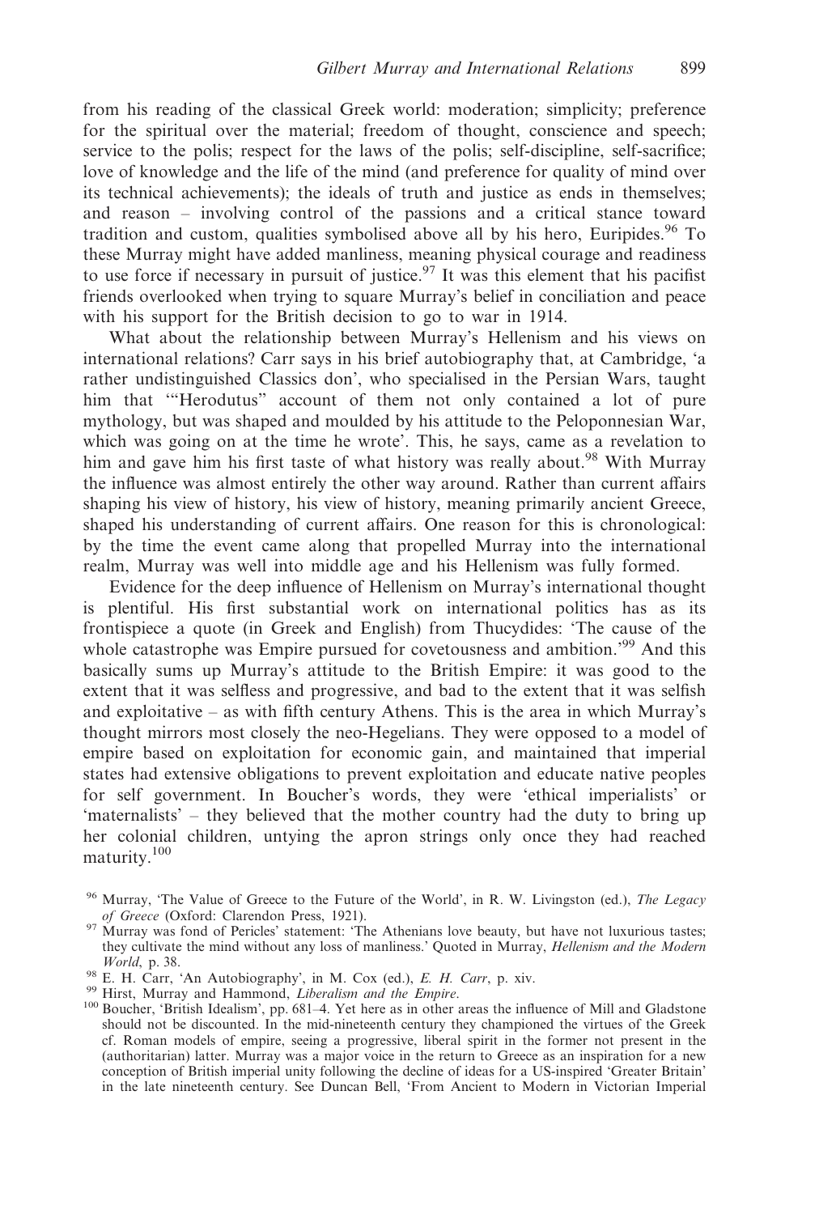from his reading of the classical Greek world: moderation; simplicity; preference for the spiritual over the material; freedom of thought, conscience and speech; service to the polis; respect for the laws of the polis; self-discipline, self-sacrifice; love of knowledge and the life of the mind (and preference for quality of mind over its technical achievements); the ideals of truth and justice as ends in themselves; and reason – involving control of the passions and a critical stance toward tradition and custom, qualities symbolised above all by his hero, Euripides.[96] To these Murray might have added manliness, meaning physical courage and readiness to use force if necessary in pursuit of justice.[97] It was this element that his pacifist friends overlooked when trying to square Murray's belief in conciliation and peace with his support for the British decision to go to war in 1914.

What about the relationship between Murray's Hellenism and his views on international relations? Carr says in his brief autobiography that, at Cambridge, 'a rather undistinguished Classics don', who specialised in the Persian Wars, taught him that '"Herodutus" account of them not only contained a lot of pure mythology, but was shaped and moulded by his attitude to the Peloponnesian War, which was going on at the time he wrote'. This, he says, came as a revelation to him and gave him his first taste of what history was really about.[98] With Murray the influence was almost entirely the other way around. Rather than current affairs shaping his view of history, his view of history, meaning primarily ancient Greece, shaped his understanding of current affairs. One reason for this is chronological: by the time the event came along that propelled Murray into the international realm, Murray was well into middle age and his Hellenism was fully formed.

Evidence for the deep influence of Hellenism on Murray's international thought is plentiful. His first substantial work on international politics has as its frontispiece a quote (in Greek and English) from Thucydides: 'The cause of the whole catastrophe was Empire pursued for covetousness and ambition.'[99] And this basically sums up Murray's attitude to the British Empire: it was good to the extent that it was selfless and progressive, and bad to the extent that it was selfish and exploitative – as with fifth century Athens. This is the area in which Murray's thought mirrors most closely the neo-Hegelians. They were opposed to a model of empire based on exploitation for economic gain, and maintained that imperial states had extensive obligations to prevent exploitation and educate native peoples for self government. In Boucher's words, they were 'ethical imperialists' or 'maternalists' – they believed that the mother country had the duty to bring up her colonial children, untying the apron strings only once they had reached maturity.[100]

[96] Murray, 'The Value of Greece to the Future of the World', in R. W. Livingston (ed.), *The Legacy of Greece* (Oxford: Clarendon Press, 1921).

[97] Murray was fond of Pericles' statement: 'The Athenians love beauty, but have not luxurious tastes; they cultivate the mind without any loss of manliness.' Quoted in Murray, *Hellenism and the Modern World*, p. 38.

[98] E. H. Carr, 'An Autobiography', in M. Cox (ed.), *E. H. Carr*, p. xiv.

[99] Hirst, Murray and Hammond, *Liberalism and the Empire*.

[100] Boucher, 'British Idealism', pp. 681–4. Yet here as in other areas the influence of Mill and Gladstone should not be discounted. In the mid-nineteenth century they championed the virtues of the Greek cf. Roman models of empire, seeing a progressive, liberal spirit in the former not present in the (authoritarian) latter. Murray was a major voice in the return to Greece as an inspiration for a new conception of British imperial unity following the decline of ideas for a US-inspired 'Greater Britain' in the late nineteenth century. See Duncan Bell, 'From Ancient to Modern in Victorian Imperial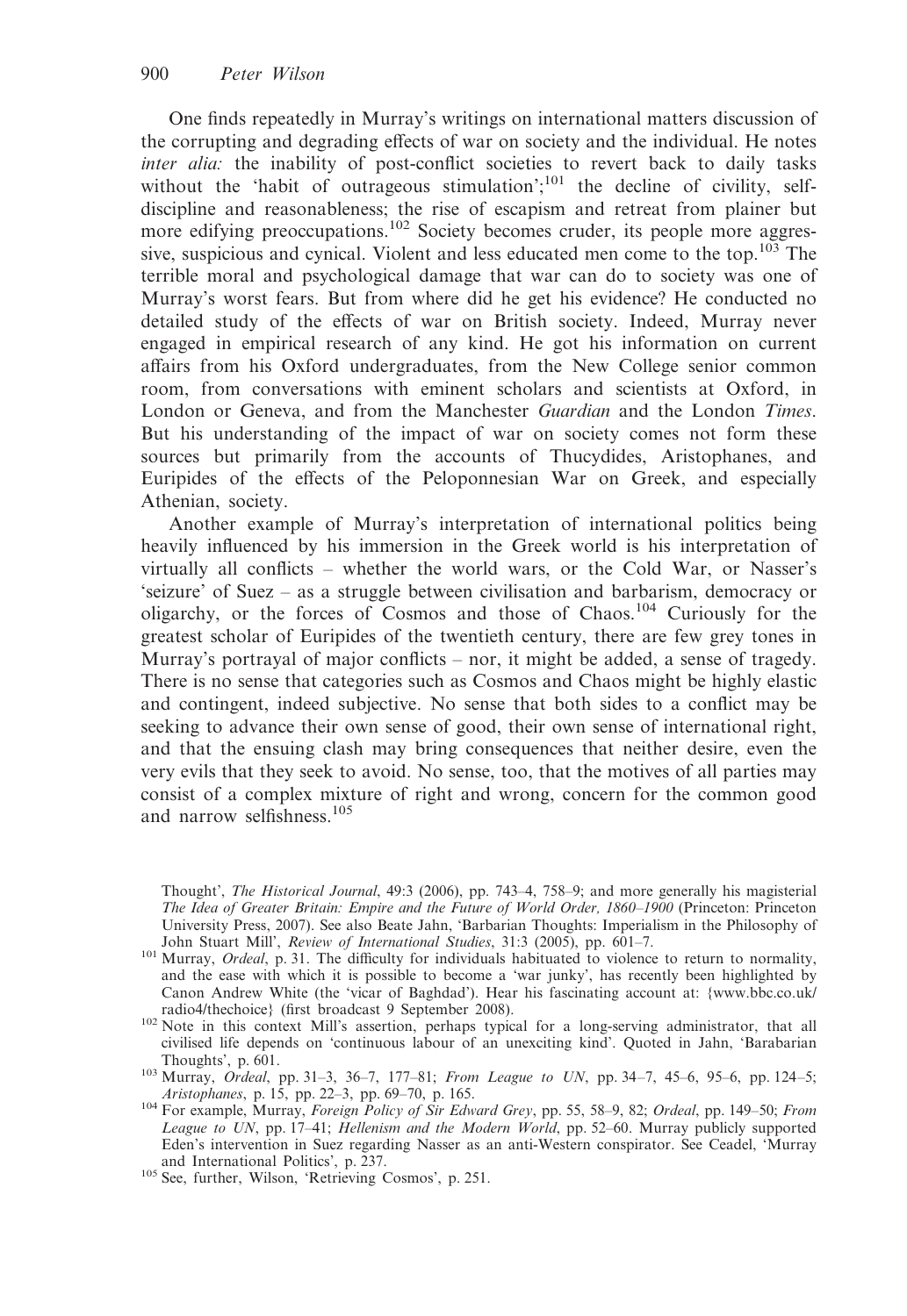One finds repeatedly in Murray's writings on international matters discussion of the corrupting and degrading effects of war on society and the individual. He notes *inter alia:* the inability of post-conflict societies to revert back to daily tasks without the 'habit of outrageous stimulation';[101] the decline of civility, self-discipline and reasonableness; the rise of escapism and retreat from plainer but more edifying preoccupations.[102] Society becomes cruder, its people more aggressive, suspicious and cynical. Violent and less educated men come to the top.[103] The terrible moral and psychological damage that war can do to society was one of Murray's worst fears. But from where did he get his evidence? He conducted no detailed study of the effects of war on British society. Indeed, Murray never engaged in empirical research of any kind. He got his information on current affairs from his Oxford undergraduates, from the New College senior common room, from conversations with eminent scholars and scientists at Oxford, in London or Geneva, and from the Manchester *Guardian* and the London *Times*. But his understanding of the impact of war on society comes not form these sources but primarily from the accounts of Thucydides, Aristophanes, and Euripides of the effects of the Peloponnesian War on Greek, and especially Athenian, society.

Another example of Murray's interpretation of international politics being heavily influenced by his immersion in the Greek world is his interpretation of virtually all conflicts – whether the world wars, or the Cold War, or Nasser's 'seizure' of Suez – as a struggle between civilisation and barbarism, democracy or oligarchy, or the forces of Cosmos and those of Chaos.[104] Curiously for the greatest scholar of Euripides of the twentieth century, there are few grey tones in Murray's portrayal of major conflicts – nor, it might be added, a sense of tragedy. There is no sense that categories such as Cosmos and Chaos might be highly elastic and contingent, indeed subjective. No sense that both sides to a conflict may be seeking to advance their own sense of good, their own sense of international right, and that the ensuing clash may bring consequences that neither desire, even the very evils that they seek to avoid. No sense, too, that the motives of all parties may consist of a complex mixture of right and wrong, concern for the common good and narrow selfishness.[105]

---

Thought', *The Historical Journal*, 49:3 (2006), pp. 743–4, 758–9; and more generally his magisterial *The Idea of Greater Britain: Empire and the Future of World Order, 1860–1900* (Princeton: Princeton University Press, 2007). See also Beate Jahn, 'Barbarian Thoughts: Imperialism in the Philosophy of John Stuart Mill', *Review of International Studies*, 31:3 (2005), pp. 601–7.

[101] Murray, *Ordeal*, p. 31. The difficulty for individuals habituated to violence to return to normality, and the ease with which it is possible to become a 'war junky', has recently been highlighted by Canon Andrew White (the 'vicar of Baghdad'). Hear his fascinating account at: {www.bbc.co.uk/radio4/thechoice} (first broadcast 9 September 2008).

[102] Note in this context Mill's assertion, perhaps typical for a long-serving administrator, that all civilised life depends on 'continuous labour of an unexciting kind'. Quoted in Jahn, 'Barabarian Thoughts', p. 601.

[103] Murray, *Ordeal*, pp. 31–3, 36–7, 177–81; *From League to UN*, pp. 34–7, 45–6, 95–6, pp. 124–5; *Aristophanes*, p. 15, pp. 22–3, pp. 69–70, p. 165.

[104] For example, Murray, *Foreign Policy of Sir Edward Grey*, pp. 55, 58–9, 82; *Ordeal*, pp. 149–50; *From League to UN*, pp. 17–41; *Hellenism and the Modern World*, pp. 52–60. Murray publicly supported Eden's intervention in Suez regarding Nasser as an anti-Western conspirator. See Ceadel, 'Murray and International Politics', p. 237.

[105] See, further, Wilson, 'Retrieving Cosmos', p. 251.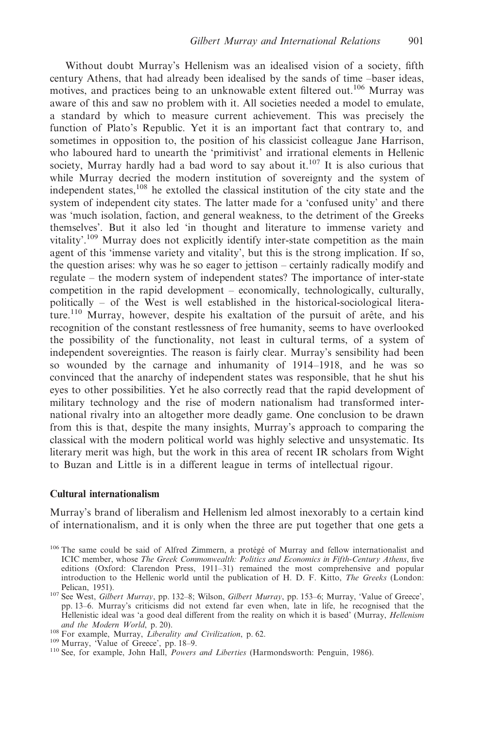Without doubt Murray's Hellenism was an idealised vision of a society, fifth century Athens, that had already been idealised by the sands of time –baser ideas, motives, and practices being to an unknowable extent filtered out.[106] Murray was aware of this and saw no problem with it. All societies needed a model to emulate, a standard by which to measure current achievement. This was precisely the function of Plato's Republic. Yet it is an important fact that contrary to, and sometimes in opposition to, the position of his classicist colleague Jane Harrison, who laboured hard to unearth the 'primitivist' and irrational elements in Hellenic society, Murray hardly had a bad word to say about it.[107] It is also curious that while Murray decried the modern institution of sovereignty and the system of independent states,[108] he extolled the classical institution of the city state and the system of independent city states. The latter made for a 'confused unity' and there was 'much isolation, faction, and general weakness, to the detriment of the Greeks themselves'. But it also led 'in thought and literature to immense variety and vitality'.[109] Murray does not explicitly identify inter-state competition as the main agent of this 'immense variety and vitality', but this is the strong implication. If so, the question arises: why was he so eager to jettison – certainly radically modify and regulate – the modern system of independent states? The importance of inter-state competition in the rapid development – economically, technologically, culturally, politically – of the West is well established in the historical-sociological literature.[110] Murray, however, despite his exaltation of the pursuit of arête, and his recognition of the constant restlessness of free humanity, seems to have overlooked the possibility of the functionality, not least in cultural terms, of a system of independent sovereignties. The reason is fairly clear. Murray's sensibility had been so wounded by the carnage and inhumanity of 1914–1918, and he was so convinced that the anarchy of independent states was responsible, that he shut his eyes to other possibilities. Yet he also correctly read that the rapid development of military technology and the rise of modern nationalism had transformed international rivalry into an altogether more deadly game. One conclusion to be drawn from this is that, despite the many insights, Murray's approach to comparing the classical with the modern political world was highly selective and unsystematic. Its literary merit was high, but the work in this area of recent IR scholars from Wight to Buzan and Little is in a different league in terms of intellectual rigour.

### Cultural internationalism

Murray's brand of liberalism and Hellenism led almost inexorably to a certain kind of internationalism, and it is only when the three are put together that one gets a

---

[106] The same could be said of Alfred Zimmern, a protégé of Murray and fellow internationalist and ICIC member, whose *The Greek Commonwealth: Politics and Economics in Fifth-Century Athens*, five editions (Oxford: Clarendon Press, 1911–31) remained the most comprehensive and popular introduction to the Hellenic world until the publication of H. D. F. Kitto, *The Greeks* (London: Pelican, 1951).

[107] See West, *Gilbert Murray*, pp. 132–8; Wilson, *Gilbert Murray*, pp. 153–6; Murray, 'Value of Greece', pp. 13–6. Murray's criticisms did not extend far even when, late in life, he recognised that the Hellenistic ideal was 'a good deal different from the reality on which it is based' (Murray, *Hellenism and the Modern World*, p. 20).

[108] For example, Murray, *Liberality and Civilization*, p. 62.

[109] Murray, 'Value of Greece', pp. 18–9.

[110] See, for example, John Hall, *Powers and Liberties* (Harmondsworth: Penguin, 1986).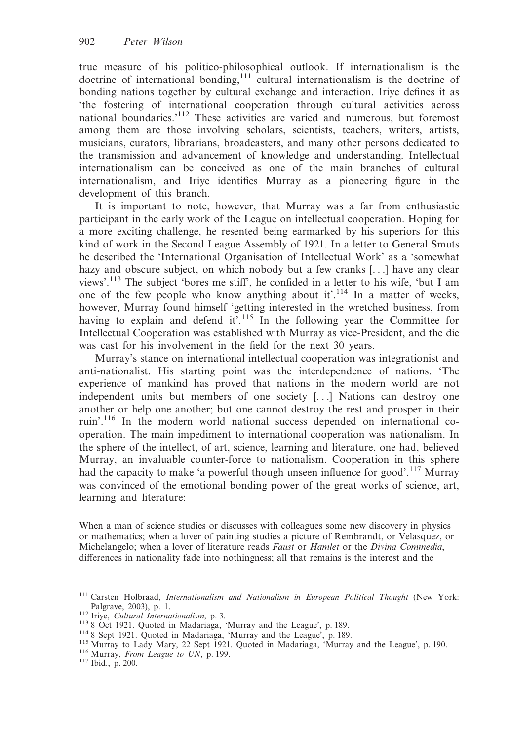true measure of his politico-philosophical outlook. If internationalism is the doctrine of international bonding,[111] cultural internationalism is the doctrine of bonding nations together by cultural exchange and interaction. Iriye defines it as 'the fostering of international cooperation through cultural activities across national boundaries.'[112] These activities are varied and numerous, but foremost among them are those involving scholars, scientists, teachers, writers, artists, musicians, curators, librarians, broadcasters, and many other persons dedicated to the transmission and advancement of knowledge and understanding. Intellectual internationalism can be conceived as one of the main branches of cultural internationalism, and Iriye identifies Murray as a pioneering figure in the development of this branch.

It is important to note, however, that Murray was a far from enthusiastic participant in the early work of the League on intellectual cooperation. Hoping for a more exciting challenge, he resented being earmarked by his superiors for this kind of work in the Second League Assembly of 1921. In a letter to General Smuts he described the 'International Organisation of Intellectual Work' as a 'somewhat hazy and obscure subject, on which nobody but a few cranks [...] have any clear views'.[113] The subject 'bores me stiff', he confided in a letter to his wife, 'but I am one of the few people who know anything about it'.[114] In a matter of weeks, however, Murray found himself 'getting interested in the wretched business, from having to explain and defend it'.[115] In the following year the Committee for Intellectual Cooperation was established with Murray as vice-President, and the die was cast for his involvement in the field for the next 30 years.

Murray's stance on international intellectual cooperation was integrationist and anti-nationalist. His starting point was the interdependence of nations. 'The experience of mankind has proved that nations in the modern world are not independent units but members of one society [...] Nations can destroy one another or help one another; but one cannot destroy the rest and prosper in their ruin'.[116] In the modern world national success depended on international co-operation. The main impediment to international cooperation was nationalism. In the sphere of the intellect, of art, science, learning and literature, one had, believed Murray, an invaluable counter-force to nationalism. Cooperation in this sphere had the capacity to make 'a powerful though unseen influence for good'.[117] Murray was convinced of the emotional bonding power of the great works of science, art, learning and literature:

> When a man of science studies or discusses with colleagues some new discovery in physics or mathematics; when a lover of painting studies a picture of Rembrandt, or Velasquez, or Michelangelo; when a lover of literature reads *Faust* or *Hamlet* or the *Divina Commedia*, differences in nationality fade into nothingness; all that remains is the interest and the

[111] Carsten Holbraad, *Internationalism and Nationalism in European Political Thought* (New York: Palgrave, 2003), p. 1.

[112] Iriye, *Cultural Internationalism*, p. 3.

[113] 8 Oct 1921. Quoted in Madariaga, 'Murray and the League', p. 189.

[114] 8 Sept 1921. Quoted in Madariaga, 'Murray and the League', p. 189.

[115] Murray to Lady Mary, 22 Sept 1921. Quoted in Madariaga, 'Murray and the League', p. 190.

[116] Murray, *From League to UN*, p. 199.

[117] Ibid., p. 200.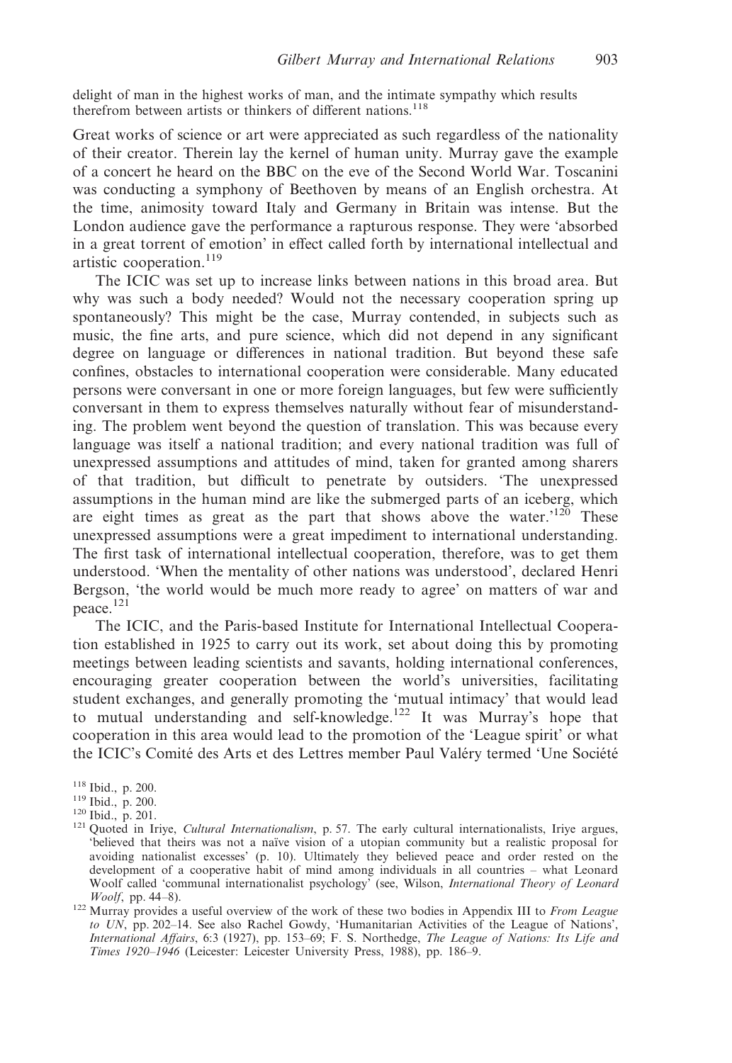delight of man in the highest works of man, and the intimate sympathy which results therefrom between artists or thinkers of different nations.[118]

Great works of science or art were appreciated as such regardless of the nationality of their creator. Therein lay the kernel of human unity. Murray gave the example of a concert he heard on the BBC on the eve of the Second World War. Toscanini was conducting a symphony of Beethoven by means of an English orchestra. At the time, animosity toward Italy and Germany in Britain was intense. But the London audience gave the performance a rapturous response. They were 'absorbed in a great torrent of emotion' in effect called forth by international intellectual and artistic cooperation.[119]

The ICIC was set up to increase links between nations in this broad area. But why was such a body needed? Would not the necessary cooperation spring up spontaneously? This might be the case, Murray contended, in subjects such as music, the fine arts, and pure science, which did not depend in any significant degree on language or differences in national tradition. But beyond these safe confines, obstacles to international cooperation were considerable. Many educated persons were conversant in one or more foreign languages, but few were sufficiently conversant in them to express themselves naturally without fear of misunderstanding. The problem went beyond the question of translation. This was because every language was itself a national tradition; and every national tradition was full of unexpressed assumptions and attitudes of mind, taken for granted among sharers of that tradition, but difficult to penetrate by outsiders. 'The unexpressed assumptions in the human mind are like the submerged parts of an iceberg, which are eight times as great as the part that shows above the water.'[120] These unexpressed assumptions were a great impediment to international understanding. The first task of international intellectual cooperation, therefore, was to get them understood. 'When the mentality of other nations was understood', declared Henri Bergson, 'the world would be much more ready to agree' on matters of war and peace.[121]

The ICIC, and the Paris-based Institute for International Intellectual Cooperation established in 1925 to carry out its work, set about doing this by promoting meetings between leading scientists and savants, holding international conferences, encouraging greater cooperation between the world's universities, facilitating student exchanges, and generally promoting the 'mutual intimacy' that would lead to mutual understanding and self-knowledge.[122] It was Murray's hope that cooperation in this area would lead to the promotion of the 'League spirit' or what the ICIC's Comité des Arts et des Lettres member Paul Valéry termed 'Une Société

[118] Ibid., p. 200.

[119] Ibid., p. 200.

[120] Ibid., p. 201.

[121] Quoted in Iriye, *Cultural Internationalism*, p. 57. The early cultural internationalists, Iriye argues, 'believed that theirs was not a naïve vision of a utopian community but a realistic proposal for avoiding nationalist excesses' (p. 10). Ultimately they believed peace and order rested on the development of a cooperative habit of mind among individuals in all countries – what Leonard Woolf called 'communal internationalist psychology' (see, Wilson, *International Theory of Leonard Woolf*, pp. 44–8).

[122] Murray provides a useful overview of the work of these two bodies in Appendix III to *From League to UN*, pp. 202–14. See also Rachel Gowdy, 'Humanitarian Activities of the League of Nations', *International Affairs*, 6:3 (1927), pp. 153–69; F. S. Northedge, *The League of Nations: Its Life and Times 1920–1946* (Leicester: Leicester University Press, 1988), pp. 186–9.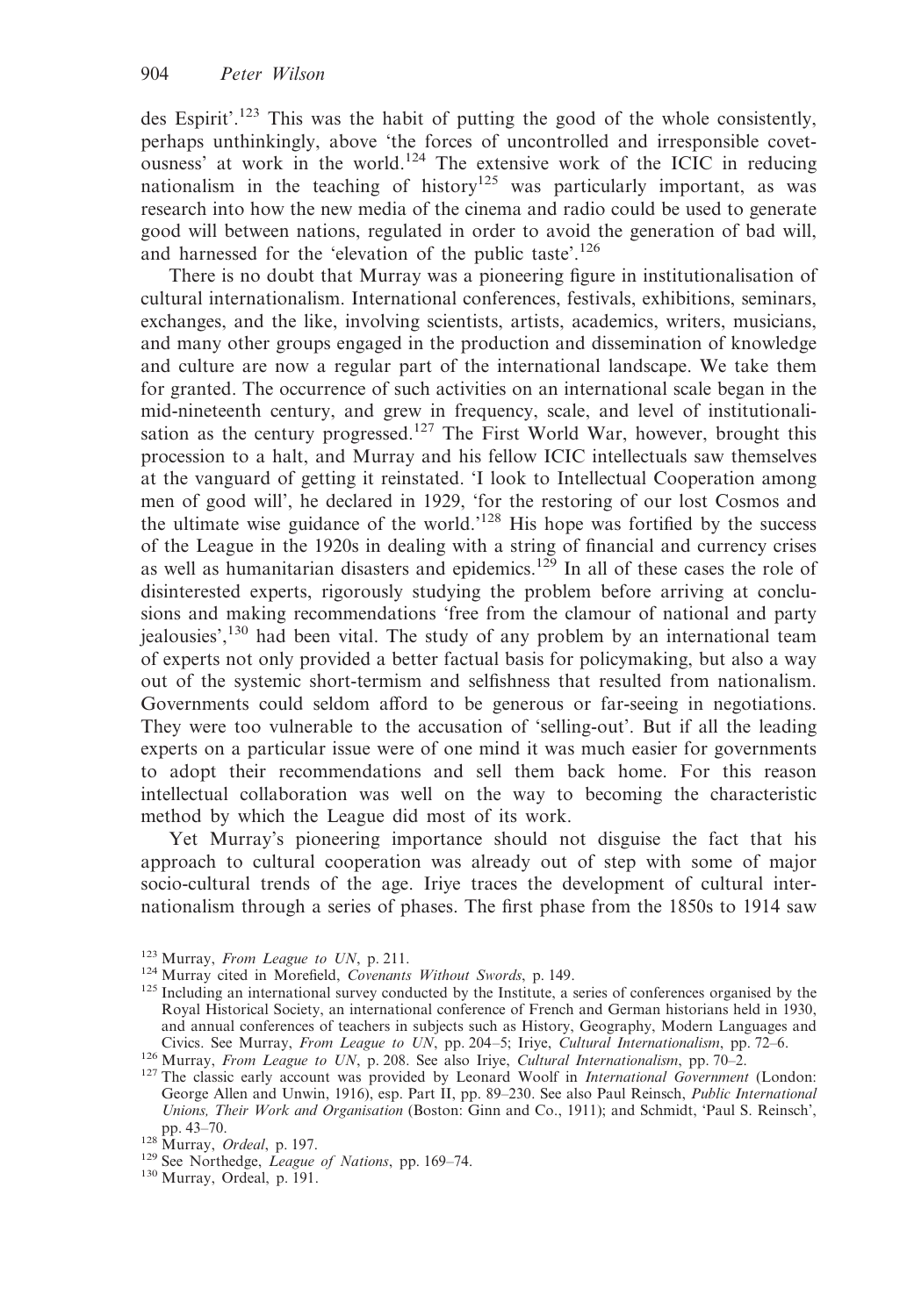des Espirit'.[123] This was the habit of putting the good of the whole consistently, perhaps unthinkingly, above 'the forces of uncontrolled and irresponsible covetousness' at work in the world.[124] The extensive work of the ICIC in reducing nationalism in the teaching of history[125] was particularly important, as was research into how the new media of the cinema and radio could be used to generate good will between nations, regulated in order to avoid the generation of bad will, and harnessed for the 'elevation of the public taste'.[126]

There is no doubt that Murray was a pioneering figure in institutionalisation of cultural internationalism. International conferences, festivals, exhibitions, seminars, exchanges, and the like, involving scientists, artists, academics, writers, musicians, and many other groups engaged in the production and dissemination of knowledge and culture are now a regular part of the international landscape. We take them for granted. The occurrence of such activities on an international scale began in the mid-nineteenth century, and grew in frequency, scale, and level of institutionalisation as the century progressed.[127] The First World War, however, brought this procession to a halt, and Murray and his fellow ICIC intellectuals saw themselves at the vanguard of getting it reinstated. 'I look to Intellectual Cooperation among men of good will', he declared in 1929, 'for the restoring of our lost Cosmos and the ultimate wise guidance of the world.'[128] His hope was fortified by the success of the League in the 1920s in dealing with a string of financial and currency crises as well as humanitarian disasters and epidemics.[129] In all of these cases the role of disinterested experts, rigorously studying the problem before arriving at conclusions and making recommendations 'free from the clamour of national and party jealousies',[130] had been vital. The study of any problem by an international team of experts not only provided a better factual basis for policymaking, but also a way out of the systemic short-termism and selfishness that resulted from nationalism. Governments could seldom afford to be generous or far-seeing in negotiations. They were too vulnerable to the accusation of 'selling-out'. But if all the leading experts on a particular issue were of one mind it was much easier for governments to adopt their recommendations and sell them back home. For this reason intellectual collaboration was well on the way to becoming the characteristic method by which the League did most of its work.

Yet Murray's pioneering importance should not disguise the fact that his approach to cultural cooperation was already out of step with some of major socio-cultural trends of the age. Iriye traces the development of cultural internationalism through a series of phases. The first phase from the 1850s to 1914 saw

[123] Murray, *From League to UN*, p. 211.

[124] Murray cited in Morefield, *Covenants Without Swords*, p. 149.

[125] Including an international survey conducted by the Institute, a series of conferences organised by the Royal Historical Society, an international conference of French and German historians held in 1930, and annual conferences of teachers in subjects such as History, Geography, Modern Languages and Civics. See Murray, *From League to UN*, pp. 204–5; Iriye, *Cultural Internationalism*, pp. 72–6.

[126] Murray, *From League to UN*, p. 208. See also Iriye, *Cultural Internationalism*, pp. 70–2.

[127] The classic early account was provided by Leonard Woolf in *International Government* (London: George Allen and Unwin, 1916), esp. Part II, pp. 89–230. See also Paul Reinsch, *Public International Unions, Their Work and Organisation* (Boston: Ginn and Co., 1911); and Schmidt, 'Paul S. Reinsch', pp. 43–70.

[128] Murray, *Ordeal*, p. 197.

[129] See Northedge, *League of Nations*, pp. 169–74.

[130] Murray, Ordeal, p. 191.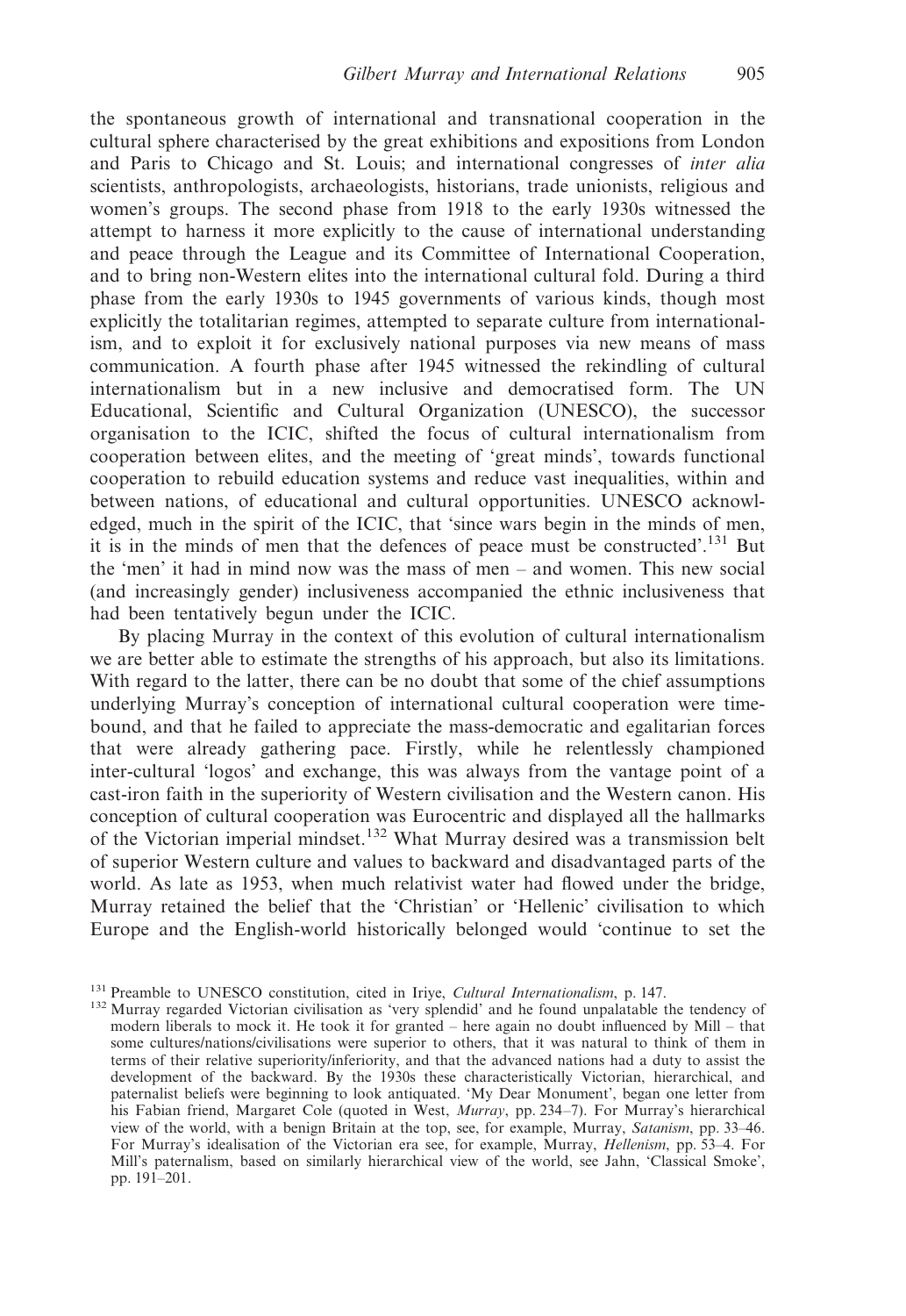the spontaneous growth of international and transnational cooperation in the cultural sphere characterised by the great exhibitions and expositions from London and Paris to Chicago and St. Louis; and international congresses of *inter alia* scientists, anthropologists, archaeologists, historians, trade unionists, religious and women's groups. The second phase from 1918 to the early 1930s witnessed the attempt to harness it more explicitly to the cause of international understanding and peace through the League and its Committee of International Cooperation, and to bring non-Western elites into the international cultural fold. During a third phase from the early 1930s to 1945 governments of various kinds, though most explicitly the totalitarian regimes, attempted to separate culture from internationalism, and to exploit it for exclusively national purposes via new means of mass communication. A fourth phase after 1945 witnessed the rekindling of cultural internationalism but in a new inclusive and democratised form. The UN Educational, Scientific and Cultural Organization (UNESCO), the successor organisation to the ICIC, shifted the focus of cultural internationalism from cooperation between elites, and the meeting of 'great minds', towards functional cooperation to rebuild education systems and reduce vast inequalities, within and between nations, of educational and cultural opportunities. UNESCO acknowledged, much in the spirit of the ICIC, that 'since wars begin in the minds of men, it is in the minds of men that the defences of peace must be constructed'.[131] But the 'men' it had in mind now was the mass of men – and women. This new social (and increasingly gender) inclusiveness accompanied the ethnic inclusiveness that had been tentatively begun under the ICIC.

By placing Murray in the context of this evolution of cultural internationalism we are better able to estimate the strengths of his approach, but also its limitations. With regard to the latter, there can be no doubt that some of the chief assumptions underlying Murray's conception of international cultural cooperation were time-bound, and that he failed to appreciate the mass-democratic and egalitarian forces that were already gathering pace. Firstly, while he relentlessly championed inter-cultural 'logos' and exchange, this was always from the vantage point of a cast-iron faith in the superiority of Western civilisation and the Western canon. His conception of cultural cooperation was Eurocentric and displayed all the hallmarks of the Victorian imperial mindset.[132] What Murray desired was a transmission belt of superior Western culture and values to backward and disadvantaged parts of the world. As late as 1953, when much relativist water had flowed under the bridge, Murray retained the belief that the 'Christian' or 'Hellenic' civilisation to which Europe and the English-world historically belonged would 'continue to set the

[131] Preamble to UNESCO constitution, cited in Iriye, *Cultural Internationalism*, p. 147.

[132] Murray regarded Victorian civilisation as 'very splendid' and he found unpalatable the tendency of modern liberals to mock it. He took it for granted – here again no doubt influenced by Mill – that some cultures/nations/civilisations were superior to others, that it was natural to think of them in terms of their relative superiority/inferiority, and that the advanced nations had a duty to assist the development of the backward. By the 1930s these characteristically Victorian, hierarchical, and paternalist beliefs were beginning to look antiquated. 'My Dear Monument', began one letter from his Fabian friend, Margaret Cole (quoted in West, *Murray*, pp. 234–7). For Murray's hierarchical view of the world, with a benign Britain at the top, see, for example, Murray, *Satanism*, pp. 33–46. For Murray's idealisation of the Victorian era see, for example, Murray, *Hellenism*, pp. 53–4. For Mill's paternalism, based on similarly hierarchical view of the world, see Jahn, 'Classical Smoke', pp. 191–201.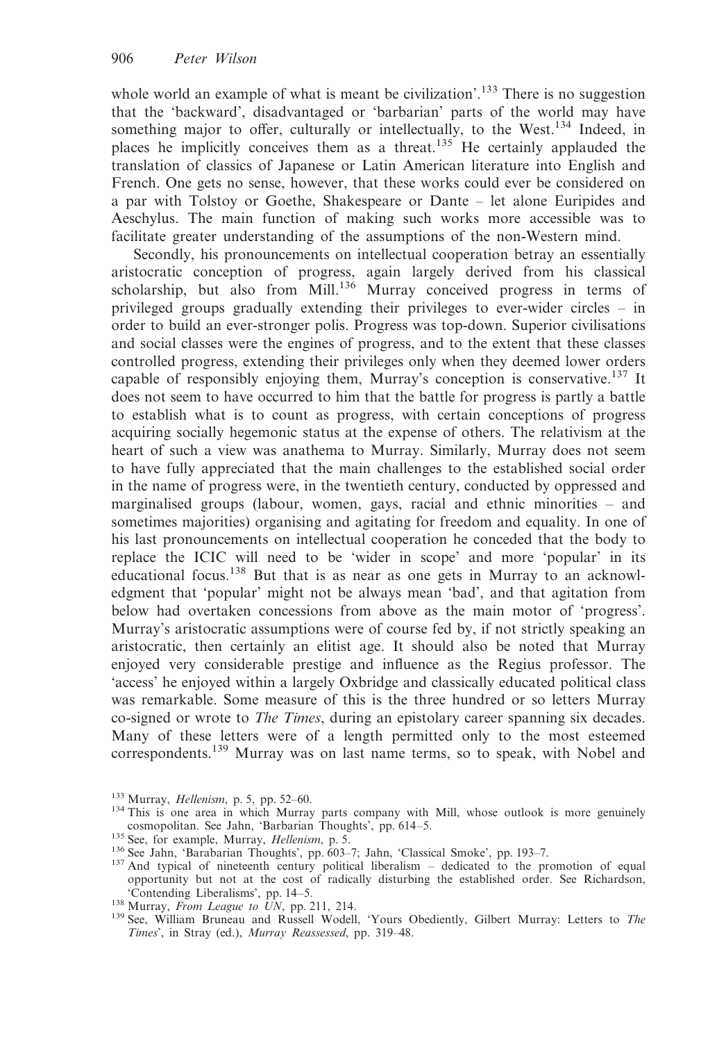whole world an example of what is meant be civilization'.[133] There is no suggestion that the 'backward', disadvantaged or 'barbarian' parts of the world may have something major to offer, culturally or intellectually, to the West.[134] Indeed, in places he implicitly conceives them as a threat.[135] He certainly applauded the translation of classics of Japanese or Latin American literature into English and French. One gets no sense, however, that these works could ever be considered on a par with Tolstoy or Goethe, Shakespeare or Dante – let alone Euripides and Aeschylus. The main function of making such works more accessible was to facilitate greater understanding of the assumptions of the non-Western mind.

Secondly, his pronouncements on intellectual cooperation betray an essentially aristocratic conception of progress, again largely derived from his classical scholarship, but also from Mill.[136] Murray conceived progress in terms of privileged groups gradually extending their privileges to ever-wider circles – in order to build an ever-stronger polis. Progress was top-down. Superior civilisations and social classes were the engines of progress, and to the extent that these classes controlled progress, extending their privileges only when they deemed lower orders capable of responsibly enjoying them, Murray's conception is conservative.[137] It does not seem to have occurred to him that the battle for progress is partly a battle to establish what is to count as progress, with certain conceptions of progress acquiring socially hegemonic status at the expense of others. The relativism at the heart of such a view was anathema to Murray. Similarly, Murray does not seem to have fully appreciated that the main challenges to the established social order in the name of progress were, in the twentieth century, conducted by oppressed and marginalised groups (labour, women, gays, racial and ethnic minorities – and sometimes majorities) organising and agitating for freedom and equality. In one of his last pronouncements on intellectual cooperation he conceded that the body to replace the ICIC will need to be 'wider in scope' and more 'popular' in its educational focus.[138] But that is as near as one gets in Murray to an acknowledgment that 'popular' might not be always mean 'bad', and that agitation from below had overtaken concessions from above as the main motor of 'progress'. Murray's aristocratic assumptions were of course fed by, if not strictly speaking an aristocratic, then certainly an elitist age. It should also be noted that Murray enjoyed very considerable prestige and influence as the Regius professor. The 'access' he enjoyed within a largely Oxbridge and classically educated political class was remarkable. Some measure of this is the three hundred or so letters Murray co-signed or wrote to *The Times*, during an epistolary career spanning six decades. Many of these letters were of a length permitted only to the most esteemed correspondents.[139] Murray was on last name terms, so to speak, with Nobel and

[133] Murray, *Hellenism*, p. 5, pp. 52–60.

[134] This is one area in which Murray parts company with Mill, whose outlook is more genuinely cosmopolitan. See Jahn, 'Barbarian Thoughts', pp. 614–5.

[135] See, for example, Murray, *Hellenism*, p. 5.

[136] See Jahn, 'Barabarian Thoughts', pp. 603–7; Jahn, 'Classical Smoke', pp. 193–7.

[137] And typical of nineteenth century political liberalism – dedicated to the promotion of equal opportunity but not at the cost of radically disturbing the established order. See Richardson, 'Contending Liberalisms', pp. 14–5.

[138] Murray, *From League to UN*, pp. 211, 214.

[139] See, William Bruneau and Russell Wodell, 'Yours Obediently, Gilbert Murray: Letters to *The Times*', in Stray (ed.), *Murray Reassessed*, pp. 319–48.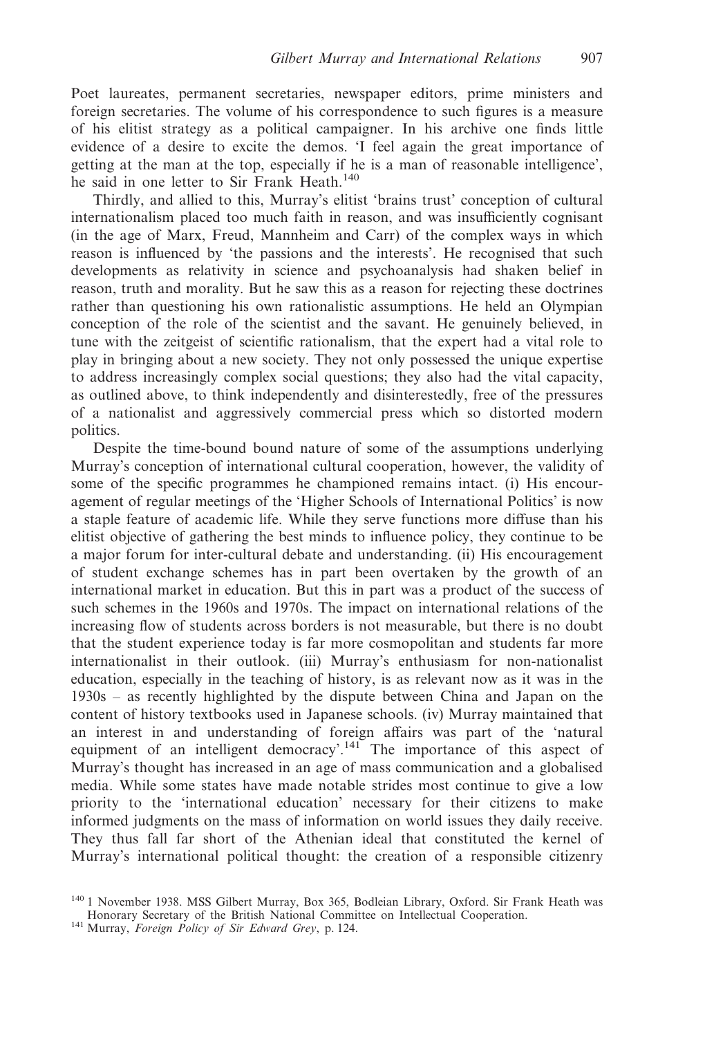Poet laureates, permanent secretaries, newspaper editors, prime ministers and foreign secretaries. The volume of his correspondence to such figures is a measure of his elitist strategy as a political campaigner. In his archive one finds little evidence of a desire to excite the demos. 'I feel again the great importance of getting at the man at the top, especially if he is a man of reasonable intelligence', he said in one letter to Sir Frank Heath.[140]

Thirdly, and allied to this, Murray's elitist 'brains trust' conception of cultural internationalism placed too much faith in reason, and was insufficiently cognisant (in the age of Marx, Freud, Mannheim and Carr) of the complex ways in which reason is influenced by 'the passions and the interests'. He recognised that such developments as relativity in science and psychoanalysis had shaken belief in reason, truth and morality. But he saw this as a reason for rejecting these doctrines rather than questioning his own rationalistic assumptions. He held an Olympian conception of the role of the scientist and the savant. He genuinely believed, in tune with the zeitgeist of scientific rationalism, that the expert had a vital role to play in bringing about a new society. They not only possessed the unique expertise to address increasingly complex social questions; they also had the vital capacity, as outlined above, to think independently and disinterestedly, free of the pressures of a nationalist and aggressively commercial press which so distorted modern politics.

Despite the time-bound bound nature of some of the assumptions underlying Murray's conception of international cultural cooperation, however, the validity of some of the specific programmes he championed remains intact. (i) His encouragement of regular meetings of the 'Higher Schools of International Politics' is now a staple feature of academic life. While they serve functions more diffuse than his elitist objective of gathering the best minds to influence policy, they continue to be a major forum for inter-cultural debate and understanding. (ii) His encouragement of student exchange schemes has in part been overtaken by the growth of an international market in education. But this in part was a product of the success of such schemes in the 1960s and 1970s. The impact on international relations of the increasing flow of students across borders is not measurable, but there is no doubt that the student experience today is far more cosmopolitan and students far more internationalist in their outlook. (iii) Murray's enthusiasm for non-nationalist education, especially in the teaching of history, is as relevant now as it was in the 1930s – as recently highlighted by the dispute between China and Japan on the content of history textbooks used in Japanese schools. (iv) Murray maintained that an interest in and understanding of foreign affairs was part of the 'natural equipment of an intelligent democracy'.[141] The importance of this aspect of Murray's thought has increased in an age of mass communication and a globalised media. While some states have made notable strides most continue to give a low priority to the 'international education' necessary for their citizens to make informed judgments on the mass of information on world issues they daily receive. They thus fall far short of the Athenian ideal that constituted the kernel of Murray's international political thought: the creation of a responsible citizenry

[140] 1 November 1938. MSS Gilbert Murray, Box 365, Bodleian Library, Oxford. Sir Frank Heath was Honorary Secretary of the British National Committee on Intellectual Cooperation.

[141] Murray, *Foreign Policy of Sir Edward Grey*, p. 124.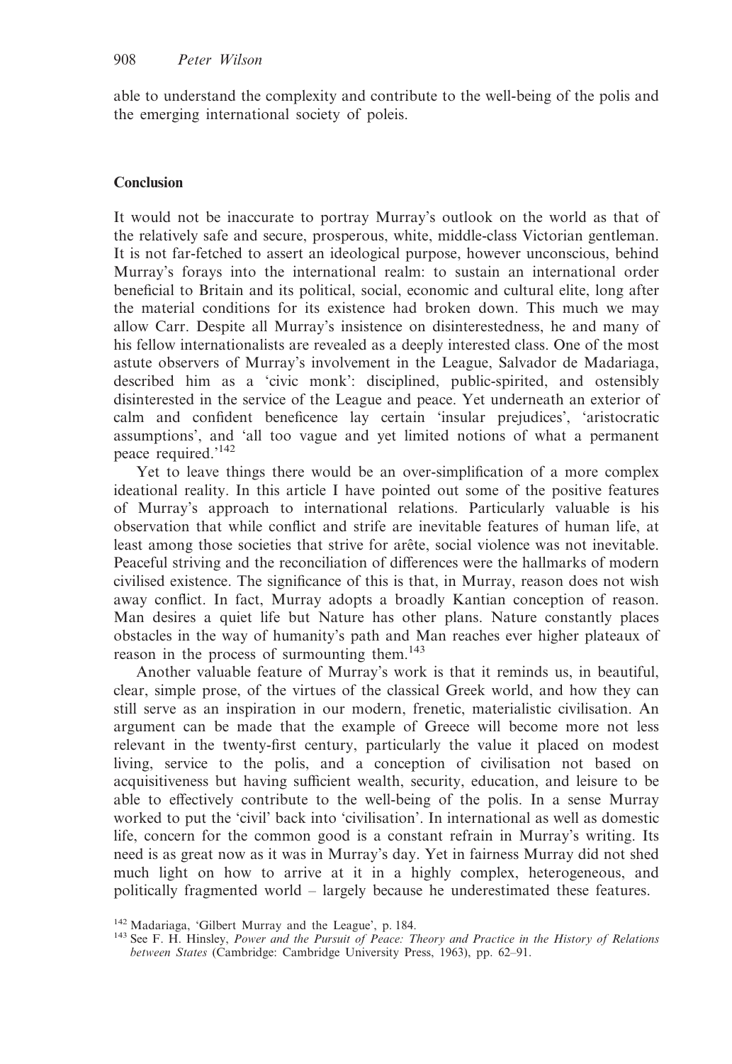able to understand the complexity and contribute to the well-being of the polis and the emerging international society of poleis.

## Conclusion

It would not be inaccurate to portray Murray's outlook on the world as that of the relatively safe and secure, prosperous, white, middle-class Victorian gentleman. It is not far-fetched to assert an ideological purpose, however unconscious, behind Murray's forays into the international realm: to sustain an international order beneficial to Britain and its political, social, economic and cultural elite, long after the material conditions for its existence had broken down. This much we may allow Carr. Despite all Murray's insistence on disinterestedness, he and many of his fellow internationalists are revealed as a deeply interested class. One of the most astute observers of Murray's involvement in the League, Salvador de Madariaga, described him as a 'civic monk': disciplined, public-spirited, and ostensibly disinterested in the service of the League and peace. Yet underneath an exterior of calm and confident beneficence lay certain 'insular prejudices', 'aristocratic assumptions', and 'all too vague and yet limited notions of what a permanent peace required.'[142]

Yet to leave things there would be an over-simplification of a more complex ideational reality. In this article I have pointed out some of the positive features of Murray's approach to international relations. Particularly valuable is his observation that while conflict and strife are inevitable features of human life, at least among those societies that strive for arête, social violence was not inevitable. Peaceful striving and the reconciliation of differences were the hallmarks of modern civilised existence. The significance of this is that, in Murray, reason does not wish away conflict. In fact, Murray adopts a broadly Kantian conception of reason. Man desires a quiet life but Nature has other plans. Nature constantly places obstacles in the way of humanity's path and Man reaches ever higher plateaux of reason in the process of surmounting them.[143]

Another valuable feature of Murray's work is that it reminds us, in beautiful, clear, simple prose, of the virtues of the classical Greek world, and how they can still serve as an inspiration in our modern, frenetic, materialistic civilisation. An argument can be made that the example of Greece will become more not less relevant in the twenty-first century, particularly the value it placed on modest living, service to the polis, and a conception of civilisation not based on acquisitiveness but having sufficient wealth, security, education, and leisure to be able to effectively contribute to the well-being of the polis. In a sense Murray worked to put the 'civil' back into 'civilisation'. In international as well as domestic life, concern for the common good is a constant refrain in Murray's writing. Its need is as great now as it was in Murray's day. Yet in fairness Murray did not shed much light on how to arrive at it in a highly complex, heterogeneous, and politically fragmented world – largely because he underestimated these features.

[142] Madariaga, 'Gilbert Murray and the League', p. 184.

[143] See F. H. Hinsley, *Power and the Pursuit of Peace: Theory and Practice in the History of Relations between States* (Cambridge: Cambridge University Press, 1963), pp. 62–91.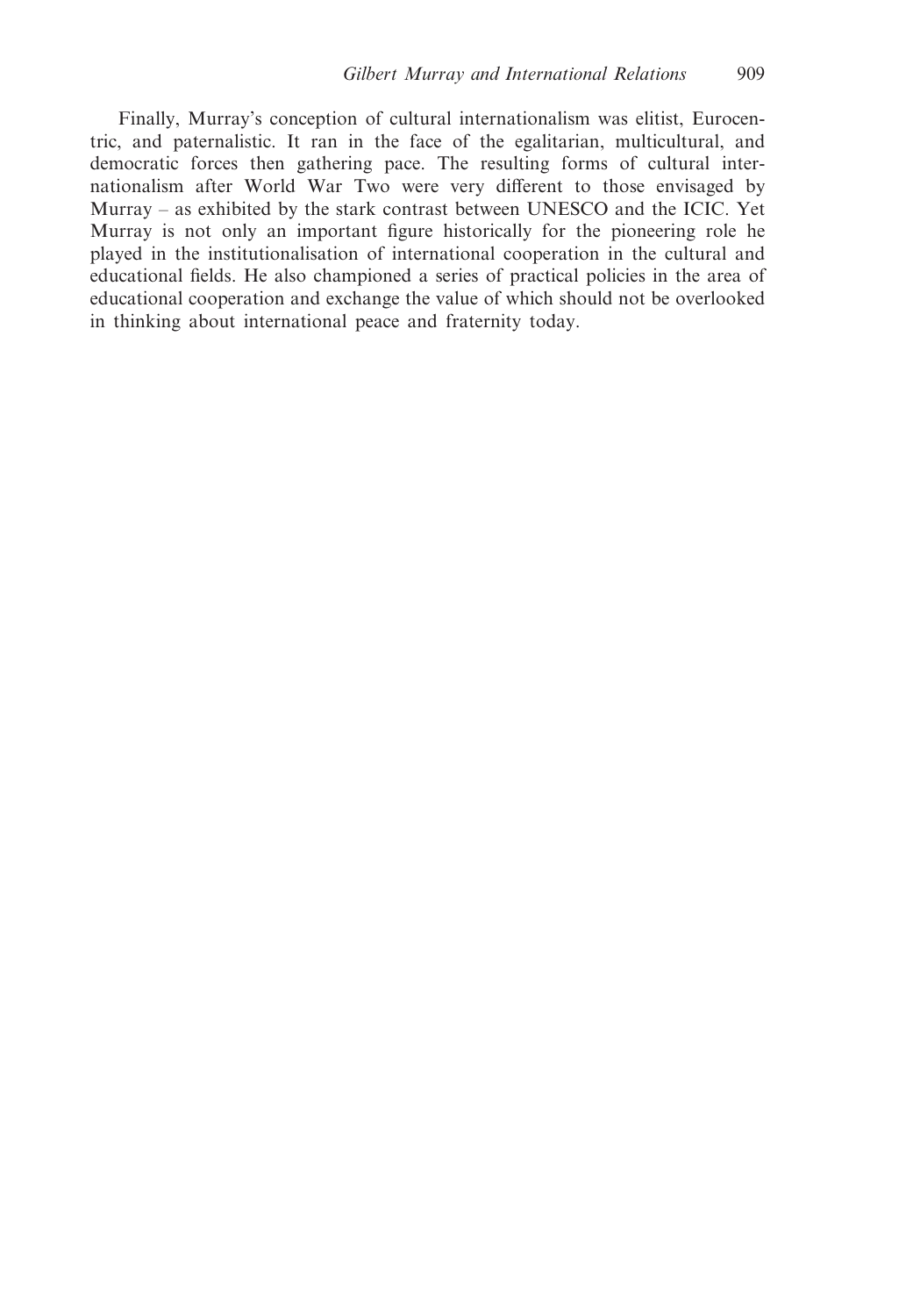Finally, Murray's conception of cultural internationalism was elitist, Eurocentric, and paternalistic. It ran in the face of the egalitarian, multicultural, and democratic forces then gathering pace. The resulting forms of cultural internationalism after World War Two were very different to those envisaged by Murray – as exhibited by the stark contrast between UNESCO and the ICIC. Yet Murray is not only an important figure historically for the pioneering role he played in the institutionalisation of international cooperation in the cultural and educational fields. He also championed a series of practical policies in the area of educational cooperation and exchange the value of which should not be overlooked in thinking about international peace and fraternity today.